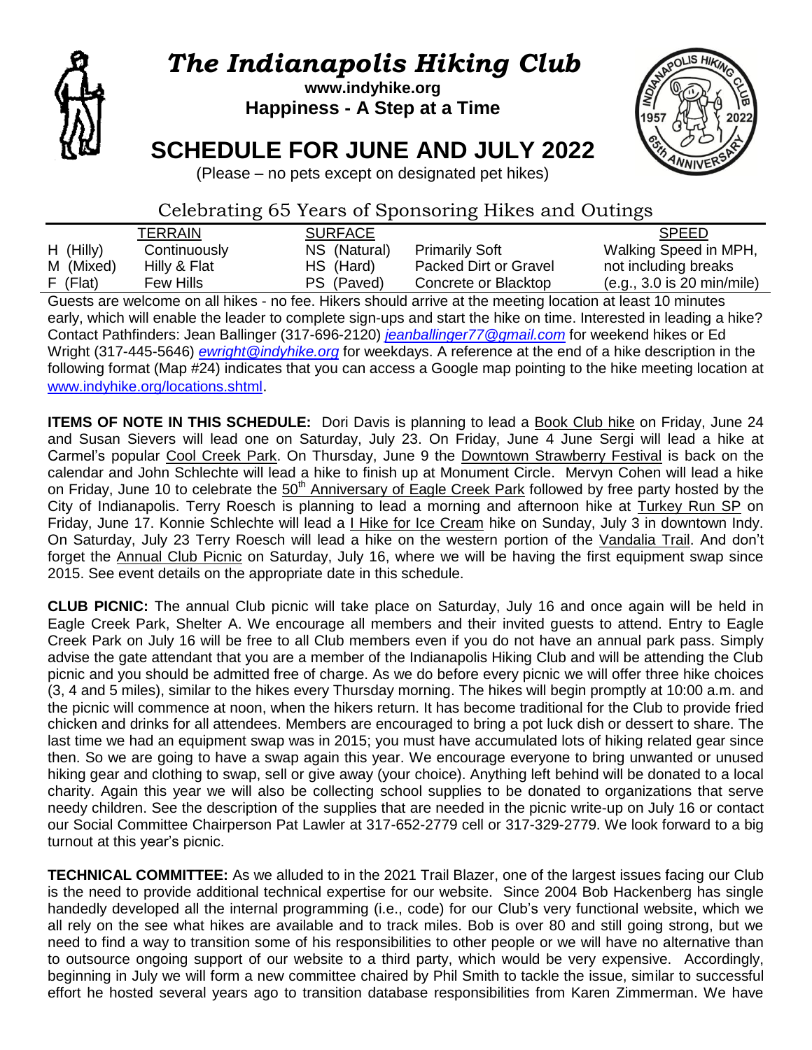# The Indianapolis Hiking Club

**www.indyhike.org**
**Happiness - A Step at a Time**

## SCHEDULE FOR JUNE AND JULY 2022

(Please – no pets except on designated pet hikes)

### Celebrating 65 Years of Sponsoring Hikes and Outings

| TERRAIN | | SURFACE | | SPEED |
|---|---|---|---|---|
| H (Hilly) | Continuously | NS (Natural) | Primarily Soft | Walking Speed in MPH, |
| M (Mixed) | Hilly & Flat | HS (Hard) | Packed Dirt or Gravel | not including breaks |
| F (Flat) | Few Hills | PS (Paved) | Concrete or Blacktop | (e.g., 3.0 is 20 min/mile) |

Guests are welcome on all hikes - no fee. Hikers should arrive at the meeting location at least 10 minutes early, which will enable the leader to complete sign-ups and start the hike on time. Interested in leading a hike? Contact Pathfinders: Jean Ballinger (317-696-2120) *jeanballinger77@gmail.com* for weekend hikes or Ed Wright (317-445-5646) *ewright@indyhike.org* for weekdays. A reference at the end of a hike description in the following format (Map #24) indicates that you can access a Google map pointing to the hike meeting location at www.indyhike.org/locations.shtml.

**ITEMS OF NOTE IN THIS SCHEDULE:** Dori Davis is planning to lead a Book Club hike on Friday, June 24 and Susan Sievers will lead one on Saturday, July 23. On Friday, June 4 June Sergi will lead a hike at Carmel's popular Cool Creek Park. On Thursday, June 9 the Downtown Strawberry Festival is back on the calendar and John Schlechte will lead a hike to finish up at Monument Circle. Mervyn Cohen will lead a hike on Friday, June 10 to celebrate the 50th Anniversary of Eagle Creek Park followed by free party hosted by the City of Indianapolis. Terry Roesch is planning to lead a morning and afternoon hike at Turkey Run SP on Friday, June 17. Konnie Schlechte will lead a I Hike for Ice Cream hike on Sunday, July 3 in downtown Indy. On Saturday, July 23 Terry Roesch will lead a hike on the western portion of the Vandalia Trail. And don't forget the Annual Club Picnic on Saturday, July 16, where we will be having the first equipment swap since 2015. See event details on the appropriate date in this schedule.

**CLUB PICNIC:** The annual Club picnic will take place on Saturday, July 16 and once again will be held in Eagle Creek Park, Shelter A. We encourage all members and their invited guests to attend. Entry to Eagle Creek Park on July 16 will be free to all Club members even if you do not have an annual park pass. Simply advise the gate attendant that you are a member of the Indianapolis Hiking Club and will be attending the Club picnic and you should be admitted free of charge. As we do before every picnic we will offer three hike choices (3, 4 and 5 miles), similar to the hikes every Thursday morning. The hikes will begin promptly at 10:00 a.m. and the picnic will commence at noon, when the hikers return. It has become traditional for the Club to provide fried chicken and drinks for all attendees. Members are encouraged to bring a pot luck dish or dessert to share. The last time we had an equipment swap was in 2015; you must have accumulated lots of hiking related gear since then. So we are going to have a swap again this year. We encourage everyone to bring unwanted or unused hiking gear and clothing to swap, sell or give away (your choice). Anything left behind will be donated to a local charity. Again this year we will also be collecting school supplies to be donated to organizations that serve needy children. See the description of the supplies that are needed in the picnic write-up on July 16 or contact our Social Committee Chairperson Pat Lawler at 317-652-2779 cell or 317-329-2779. We look forward to a big turnout at this year's picnic.

**TECHNICAL COMMITTEE:** As we alluded to in the 2021 Trail Blazer, one of the largest issues facing our Club is the need to provide additional technical expertise for our website. Since 2004 Bob Hackenberg has single handedly developed all the internal programming (i.e., code) for our Club's very functional website, which we all rely on the see what hikes are available and to track miles. Bob is over 80 and still going strong, but we need to find a way to transition some of his responsibilities to other people or we will have no alternative than to outsource ongoing support of our website to a third party, which would be very expensive. Accordingly, beginning in July we will form a new committee chaired by Phil Smith to tackle the issue, similar to successful effort he hosted several years ago to transition database responsibilities from Karen Zimmerman. We have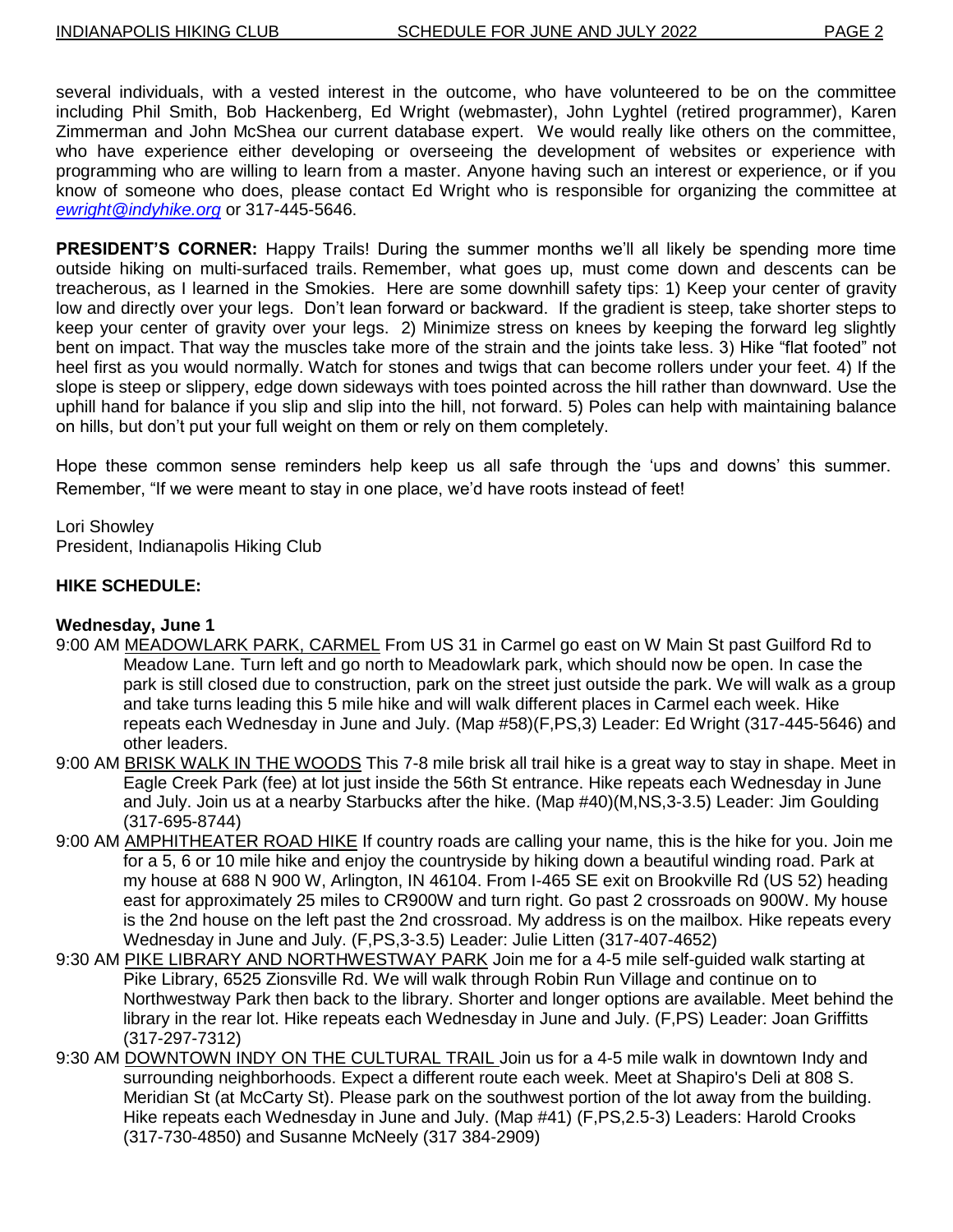several individuals, with a vested interest in the outcome, who have volunteered to be on the committee including Phil Smith, Bob Hackenberg, Ed Wright (webmaster), John Lyghtel (retired programmer), Karen Zimmerman and John McShea our current database expert. We would really like others on the committee, who have experience either developing or overseeing the development of websites or experience with programming who are willing to learn from a master. Anyone having such an interest or experience, or if you know of someone who does, please contact Ed Wright who is responsible for organizing the committee at *ewright@indyhike.org* or 317-445-5646.

**PRESIDENT'S CORNER:** Happy Trails! During the summer months we'll all likely be spending more time outside hiking on multi-surfaced trails. Remember, what goes up, must come down and descents can be treacherous, as I learned in the Smokies. Here are some downhill safety tips: 1) Keep your center of gravity low and directly over your legs. Don't lean forward or backward. If the gradient is steep, take shorter steps to keep your center of gravity over your legs. 2) Minimize stress on knees by keeping the forward leg slightly bent on impact. That way the muscles take more of the strain and the joints take less. 3) Hike "flat footed" not heel first as you would normally. Watch for stones and twigs that can become rollers under your feet. 4) If the slope is steep or slippery, edge down sideways with toes pointed across the hill rather than downward. Use the uphill hand for balance if you slip and slip into the hill, not forward. 5) Poles can help with maintaining balance on hills, but don't put your full weight on them or rely on them completely.

Hope these common sense reminders help keep us all safe through the 'ups and downs' this summer. Remember, "If we were meant to stay in one place, we'd have roots instead of feet!

Lori Showley
President, Indianapolis Hiking Club

**HIKE SCHEDULE:**

**Wednesday, June 1**

9:00 AM MEADOWLARK PARK, CARMEL From US 31 in Carmel go east on W Main St past Guilford Rd to Meadow Lane. Turn left and go north to Meadowlark park, which should now be open. In case the park is still closed due to construction, park on the street just outside the park. We will walk as a group and take turns leading this 5 mile hike and will walk different places in Carmel each week. Hike repeats each Wednesday in June and July. (Map #58)(F,PS,3) Leader: Ed Wright (317-445-5646) and other leaders.

9:00 AM BRISK WALK IN THE WOODS This 7-8 mile brisk all trail hike is a great way to stay in shape. Meet in Eagle Creek Park (fee) at lot just inside the 56th St entrance. Hike repeats each Wednesday in June and July. Join us at a nearby Starbucks after the hike. (Map #40)(M,NS,3-3.5) Leader: Jim Goulding (317-695-8744)

9:00 AM AMPHITHEATER ROAD HIKE If country roads are calling your name, this is the hike for you. Join me for a 5, 6 or 10 mile hike and enjoy the countryside by hiking down a beautiful winding road. Park at my house at 688 N 900 W, Arlington, IN 46104. From I-465 SE exit on Brookville Rd (US 52) heading east for approximately 25 miles to CR900W and turn right. Go past 2 crossroads on 900W. My house is the 2nd house on the left past the 2nd crossroad. My address is on the mailbox. Hike repeats every Wednesday in June and July. (F,PS,3-3.5) Leader: Julie Litten (317-407-4652)

9:30 AM PIKE LIBRARY AND NORTHWESTWAY PARK Join me for a 4-5 mile self-guided walk starting at Pike Library, 6525 Zionsville Rd. We will walk through Robin Run Village and continue on to Northwestway Park then back to the library. Shorter and longer options are available. Meet behind the library in the rear lot. Hike repeats each Wednesday in June and July. (F,PS) Leader: Joan Griffitts (317-297-7312)

9:30 AM DOWNTOWN INDY ON THE CULTURAL TRAIL Join us for a 4-5 mile walk in downtown Indy and surrounding neighborhoods. Expect a different route each week. Meet at Shapiro's Deli at 808 S. Meridian St (at McCarty St). Please park on the southwest portion of the lot away from the building. Hike repeats each Wednesday in June and July. (Map #41) (F,PS,2.5-3) Leaders: Harold Crooks (317-730-4850) and Susanne McNeely (317 384-2909)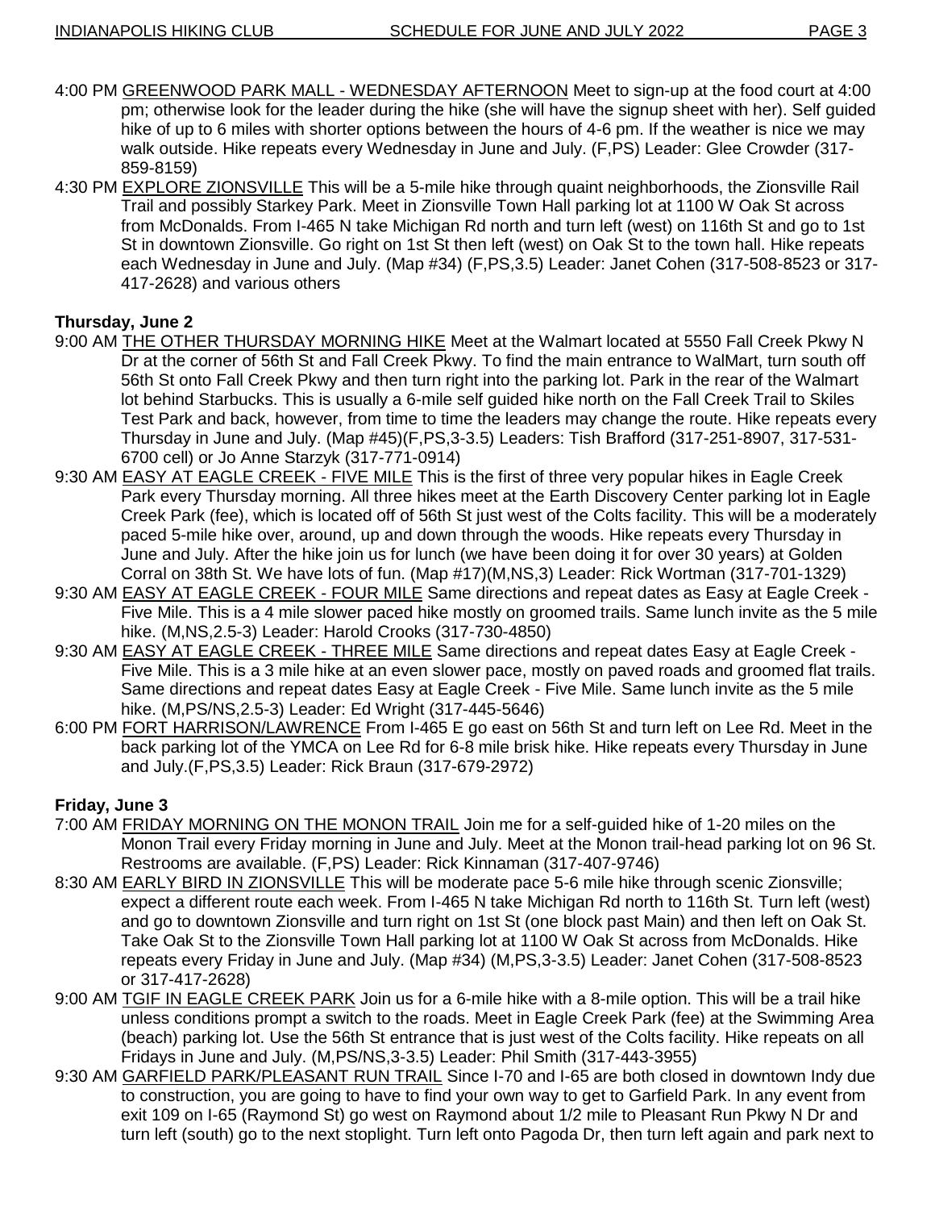4:00 PM GREENWOOD PARK MALL - WEDNESDAY AFTERNOON Meet to sign-up at the food court at 4:00 pm; otherwise look for the leader during the hike (she will have the signup sheet with her). Self guided hike of up to 6 miles with shorter options between the hours of 4-6 pm. If the weather is nice we may walk outside. Hike repeats every Wednesday in June and July. (F,PS) Leader: Glee Crowder (317-859-8159)

4:30 PM EXPLORE ZIONSVILLE This will be a 5-mile hike through quaint neighborhoods, the Zionsville Rail Trail and possibly Starkey Park. Meet in Zionsville Town Hall parking lot at 1100 W Oak St across from McDonalds. From I-465 N take Michigan Rd north and turn left (west) on 116th St and go to 1st St in downtown Zionsville. Go right on 1st St then left (west) on Oak St to the town hall. Hike repeats each Wednesday in June and July. (Map #34) (F,PS,3.5) Leader: Janet Cohen (317-508-8523 or 317-417-2628) and various others

**Thursday, June 2**

9:00 AM THE OTHER THURSDAY MORNING HIKE Meet at the Walmart located at 5550 Fall Creek Pkwy N Dr at the corner of 56th St and Fall Creek Pkwy. To find the main entrance to WalMart, turn south off 56th St onto Fall Creek Pkwy and then turn right into the parking lot. Park in the rear of the Walmart lot behind Starbucks. This is usually a 6-mile self guided hike north on the Fall Creek Trail to Skiles Test Park and back, however, from time to time the leaders may change the route. Hike repeats every Thursday in June and July. (Map #45)(F,PS,3-3.5) Leaders: Tish Brafford (317-251-8907, 317-531-6700 cell) or Jo Anne Starzyk (317-771-0914)

9:30 AM EASY AT EAGLE CREEK - FIVE MILE This is the first of three very popular hikes in Eagle Creek Park every Thursday morning. All three hikes meet at the Earth Discovery Center parking lot in Eagle Creek Park (fee), which is located off of 56th St just west of the Colts facility. This will be a moderately paced 5-mile hike over, around, up and down through the woods. Hike repeats every Thursday in June and July. After the hike join us for lunch (we have been doing it for over 30 years) at Golden Corral on 38th St. We have lots of fun. (Map #17)(M,NS,3) Leader: Rick Wortman (317-701-1329)

9:30 AM EASY AT EAGLE CREEK - FOUR MILE Same directions and repeat dates as Easy at Eagle Creek - Five Mile. This is a 4 mile slower paced hike mostly on groomed trails. Same lunch invite as the 5 mile hike. (M,NS,2.5-3) Leader: Harold Crooks (317-730-4850)

9:30 AM EASY AT EAGLE CREEK - THREE MILE Same directions and repeat dates Easy at Eagle Creek - Five Mile. This is a 3 mile hike at an even slower pace, mostly on paved roads and groomed flat trails. Same directions and repeat dates Easy at Eagle Creek - Five Mile. Same lunch invite as the 5 mile hike. (M,PS/NS,2.5-3) Leader: Ed Wright (317-445-5646)

6:00 PM FORT HARRISON/LAWRENCE From I-465 E go east on 56th St and turn left on Lee Rd. Meet in the back parking lot of the YMCA on Lee Rd for 6-8 mile brisk hike. Hike repeats every Thursday in June and July.(F,PS,3.5) Leader: Rick Braun (317-679-2972)

**Friday, June 3**

7:00 AM FRIDAY MORNING ON THE MONON TRAIL Join me for a self-guided hike of 1-20 miles on the Monon Trail every Friday morning in June and July. Meet at the Monon trail-head parking lot on 96 St. Restrooms are available. (F,PS) Leader: Rick Kinnaman (317-407-9746)

8:30 AM EARLY BIRD IN ZIONSVILLE This will be moderate pace 5-6 mile hike through scenic Zionsville; expect a different route each week. From I-465 N take Michigan Rd north to 116th St. Turn left (west) and go to downtown Zionsville and turn right on 1st St (one block past Main) and then left on Oak St. Take Oak St to the Zionsville Town Hall parking lot at 1100 W Oak St across from McDonalds. Hike repeats every Friday in June and July. (Map #34) (M,PS,3-3.5) Leader: Janet Cohen (317-508-8523 or 317-417-2628)

9:00 AM TGIF IN EAGLE CREEK PARK Join us for a 6-mile hike with a 8-mile option. This will be a trail hike unless conditions prompt a switch to the roads. Meet in Eagle Creek Park (fee) at the Swimming Area (beach) parking lot. Use the 56th St entrance that is just west of the Colts facility. Hike repeats on all Fridays in June and July. (M,PS/NS,3-3.5) Leader: Phil Smith (317-443-3955)

9:30 AM GARFIELD PARK/PLEASANT RUN TRAIL Since I-70 and I-65 are both closed in downtown Indy due to construction, you are going to have to find your own way to get to Garfield Park. In any event from exit 109 on I-65 (Raymond St) go west on Raymond about 1/2 mile to Pleasant Run Pkwy N Dr and turn left (south) go to the next stoplight. Turn left onto Pagoda Dr, then turn left again and park next to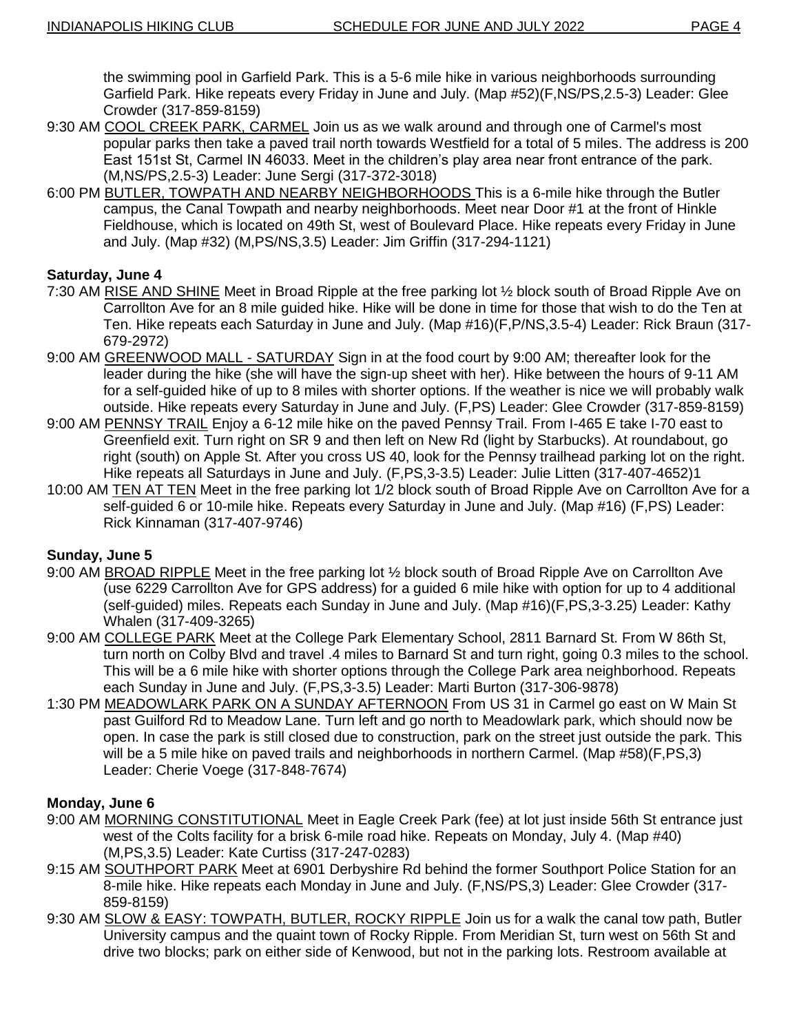the swimming pool in Garfield Park. This is a 5-6 mile hike in various neighborhoods surrounding Garfield Park. Hike repeats every Friday in June and July. (Map #52)(F,NS/PS,2.5-3) Leader: Glee Crowder (317-859-8159)

9:30 AM COOL CREEK PARK, CARMEL Join us as we walk around and through one of Carmel's most popular parks then take a paved trail north towards Westfield for a total of 5 miles. The address is 200 East 151st St, Carmel IN 46033. Meet in the children's play area near front entrance of the park. (M,NS/PS,2.5-3) Leader: June Sergi (317-372-3018)

6:00 PM BUTLER, TOWPATH AND NEARBY NEIGHBORHOODS This is a 6-mile hike through the Butler campus, the Canal Towpath and nearby neighborhoods. Meet near Door #1 at the front of Hinkle Fieldhouse, which is located on 49th St, west of Boulevard Place. Hike repeats every Friday in June and July. (Map #32) (M,PS/NS,3.5) Leader: Jim Griffin (317-294-1121)

**Saturday, June 4**

7:30 AM RISE AND SHINE Meet in Broad Ripple at the free parking lot ½ block south of Broad Ripple Ave on Carrollton Ave for an 8 mile guided hike. Hike will be done in time for those that wish to do the Ten at Ten. Hike repeats each Saturday in June and July. (Map #16)(F,P/NS,3.5-4) Leader: Rick Braun (317-679-2972)

9:00 AM GREENWOOD MALL - SATURDAY Sign in at the food court by 9:00 AM; thereafter look for the leader during the hike (she will have the sign-up sheet with her). Hike between the hours of 9-11 AM for a self-guided hike of up to 8 miles with shorter options. If the weather is nice we will probably walk outside. Hike repeats every Saturday in June and July. (F,PS) Leader: Glee Crowder (317-859-8159)

9:00 AM PENNSY TRAIL Enjoy a 6-12 mile hike on the paved Pennsy Trail. From I-465 E take I-70 east to Greenfield exit. Turn right on SR 9 and then left on New Rd (light by Starbucks). At roundabout, go right (south) on Apple St. After you cross US 40, look for the Pennsy trailhead parking lot on the right. Hike repeats all Saturdays in June and July. (F,PS,3-3.5) Leader: Julie Litten (317-407-4652)1

10:00 AM TEN AT TEN Meet in the free parking lot 1/2 block south of Broad Ripple Ave on Carrollton Ave for a self-guided 6 or 10-mile hike. Repeats every Saturday in June and July. (Map #16) (F,PS) Leader: Rick Kinnaman (317-407-9746)

**Sunday, June 5**

9:00 AM BROAD RIPPLE Meet in the free parking lot ½ block south of Broad Ripple Ave on Carrollton Ave (use 6229 Carrollton Ave for GPS address) for a guided 6 mile hike with option for up to 4 additional (self-guided) miles. Repeats each Sunday in June and July. (Map #16)(F,PS,3-3.25) Leader: Kathy Whalen (317-409-3265)

9:00 AM COLLEGE PARK Meet at the College Park Elementary School, 2811 Barnard St. From W 86th St, turn north on Colby Blvd and travel .4 miles to Barnard St and turn right, going 0.3 miles to the school. This will be a 6 mile hike with shorter options through the College Park area neighborhood. Repeats each Sunday in June and July. (F,PS,3-3.5) Leader: Marti Burton (317-306-9878)

1:30 PM MEADOWLARK PARK ON A SUNDAY AFTERNOON From US 31 in Carmel go east on W Main St past Guilford Rd to Meadow Lane. Turn left and go north to Meadowlark park, which should now be open. In case the park is still closed due to construction, park on the street just outside the park. This will be a 5 mile hike on paved trails and neighborhoods in northern Carmel. (Map #58)(F,PS,3) Leader: Cherie Voege (317-848-7674)

**Monday, June 6**

9:00 AM MORNING CONSTITUTIONAL Meet in Eagle Creek Park (fee) at lot just inside 56th St entrance just west of the Colts facility for a brisk 6-mile road hike. Repeats on Monday, July 4. (Map #40) (M,PS,3.5) Leader: Kate Curtiss (317-247-0283)

9:15 AM SOUTHPORT PARK Meet at 6901 Derbyshire Rd behind the former Southport Police Station for an 8-mile hike. Hike repeats each Monday in June and July. (F,NS/PS,3) Leader: Glee Crowder (317-859-8159)

9:30 AM SLOW & EASY: TOWPATH, BUTLER, ROCKY RIPPLE Join us for a walk the canal tow path, Butler University campus and the quaint town of Rocky Ripple. From Meridian St, turn west on 56th St and drive two blocks; park on either side of Kenwood, but not in the parking lots. Restroom available at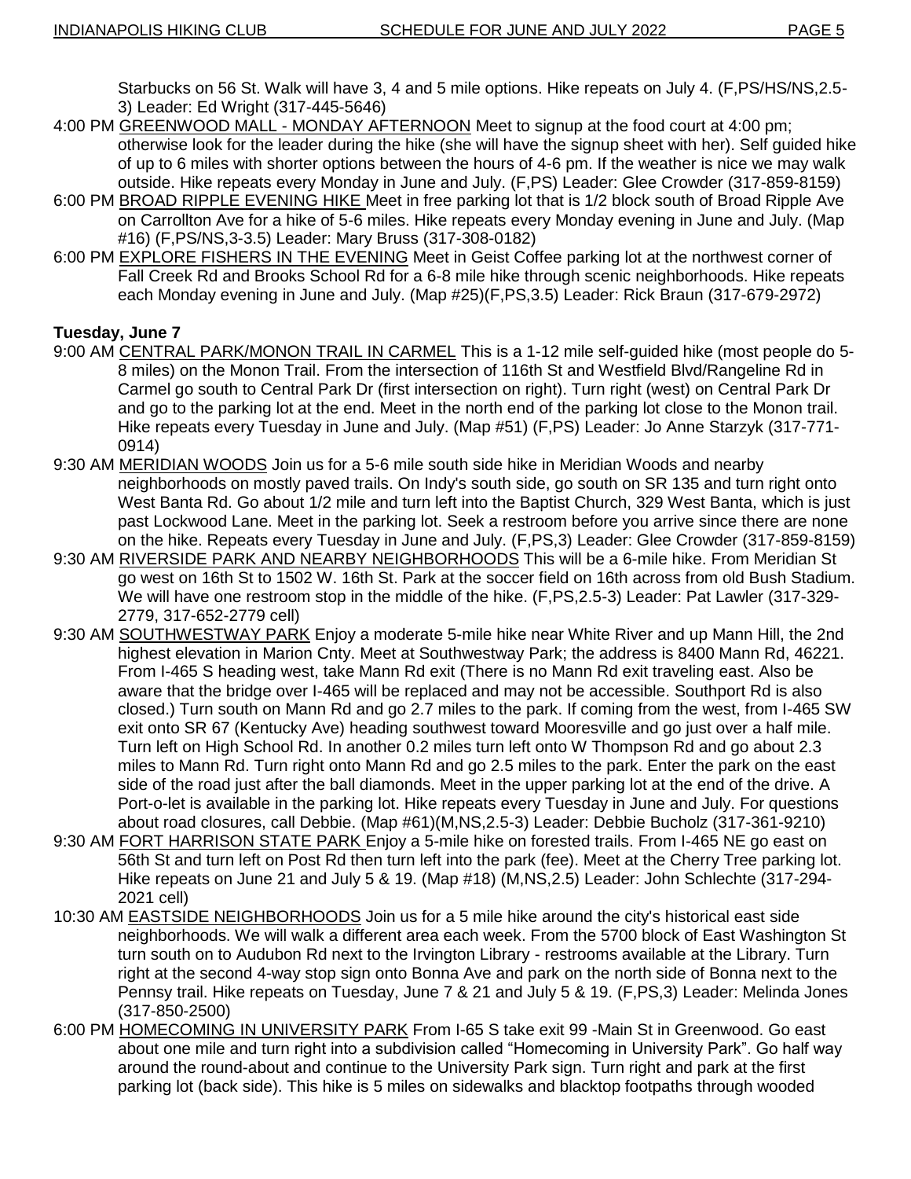Starbucks on 56 St. Walk will have 3, 4 and 5 mile options. Hike repeats on July 4. (F,PS/HS/NS,2.5-3) Leader: Ed Wright (317-445-5646)

4:00 PM GREENWOOD MALL - MONDAY AFTERNOON Meet to signup at the food court at 4:00 pm; otherwise look for the leader during the hike (she will have the signup sheet with her). Self guided hike of up to 6 miles with shorter options between the hours of 4-6 pm. If the weather is nice we may walk outside. Hike repeats every Monday in June and July. (F,PS) Leader: Glee Crowder (317-859-8159)

6:00 PM BROAD RIPPLE EVENING HIKE Meet in free parking lot that is 1/2 block south of Broad Ripple Ave on Carrollton Ave for a hike of 5-6 miles. Hike repeats every Monday evening in June and July. (Map #16) (F,PS/NS,3-3.5) Leader: Mary Bruss (317-308-0182)

6:00 PM EXPLORE FISHERS IN THE EVENING Meet in Geist Coffee parking lot at the northwest corner of Fall Creek Rd and Brooks School Rd for a 6-8 mile hike through scenic neighborhoods. Hike repeats each Monday evening in June and July. (Map #25)(F,PS,3.5) Leader: Rick Braun (317-679-2972)

**Tuesday, June 7**

9:00 AM CENTRAL PARK/MONON TRAIL IN CARMEL This is a 1-12 mile self-guided hike (most people do 5-8 miles) on the Monon Trail. From the intersection of 116th St and Westfield Blvd/Rangeline Rd in Carmel go south to Central Park Dr (first intersection on right). Turn right (west) on Central Park Dr and go to the parking lot at the end. Meet in the north end of the parking lot close to the Monon trail. Hike repeats every Tuesday in June and July. (Map #51) (F,PS) Leader: Jo Anne Starzyk (317-771-0914)

9:30 AM MERIDIAN WOODS Join us for a 5-6 mile south side hike in Meridian Woods and nearby neighborhoods on mostly paved trails. On Indy's south side, go south on SR 135 and turn right onto West Banta Rd. Go about 1/2 mile and turn left into the Baptist Church, 329 West Banta, which is just past Lockwood Lane. Meet in the parking lot. Seek a restroom before you arrive since there are none on the hike. Repeats every Tuesday in June and July. (F,PS,3) Leader: Glee Crowder (317-859-8159)

9:30 AM RIVERSIDE PARK AND NEARBY NEIGHBORHOODS This will be a 6-mile hike. From Meridian St go west on 16th St to 1502 W. 16th St. Park at the soccer field on 16th across from old Bush Stadium. We will have one restroom stop in the middle of the hike. (F,PS,2.5-3) Leader: Pat Lawler (317-329-2779, 317-652-2779 cell)

9:30 AM SOUTHWESTWAY PARK Enjoy a moderate 5-mile hike near White River and up Mann Hill, the 2nd highest elevation in Marion Cnty. Meet at Southwestway Park; the address is 8400 Mann Rd, 46221. From I-465 S heading west, take Mann Rd exit (There is no Mann Rd exit traveling east. Also be aware that the bridge over I-465 will be replaced and may not be accessible. Southport Rd is also closed.) Turn south on Mann Rd and go 2.7 miles to the park. If coming from the west, from I-465 SW exit onto SR 67 (Kentucky Ave) heading southwest toward Mooresville and go just over a half mile. Turn left on High School Rd. In another 0.2 miles turn left onto W Thompson Rd and go about 2.3 miles to Mann Rd. Turn right onto Mann Rd and go 2.5 miles to the park. Enter the park on the east side of the road just after the ball diamonds. Meet in the upper parking lot at the end of the drive. A Port-o-let is available in the parking lot. Hike repeats every Tuesday in June and July. For questions about road closures, call Debbie. (Map #61)(M,NS,2.5-3) Leader: Debbie Bucholz (317-361-9210)

9:30 AM FORT HARRISON STATE PARK Enjoy a 5-mile hike on forested trails. From I-465 NE go east on 56th St and turn left on Post Rd then turn left into the park (fee). Meet at the Cherry Tree parking lot. Hike repeats on June 21 and July 5 & 19. (Map #18) (M,NS,2.5) Leader: John Schlechte (317-294-2021 cell)

10:30 AM EASTSIDE NEIGHBORHOODS Join us for a 5 mile hike around the city's historical east side neighborhoods. We will walk a different area each week. From the 5700 block of East Washington St turn south on to Audubon Rd next to the Irvington Library - restrooms available at the Library. Turn right at the second 4-way stop sign onto Bonna Ave and park on the north side of Bonna next to the Pennsy trail. Hike repeats on Tuesday, June 7 & 21 and July 5 & 19. (F,PS,3) Leader: Melinda Jones (317-850-2500)

6:00 PM HOMECOMING IN UNIVERSITY PARK From I-65 S take exit 99 -Main St in Greenwood. Go east about one mile and turn right into a subdivision called "Homecoming in University Park". Go half way around the round-about and continue to the University Park sign. Turn right and park at the first parking lot (back side). This hike is 5 miles on sidewalks and blacktop footpaths through wooded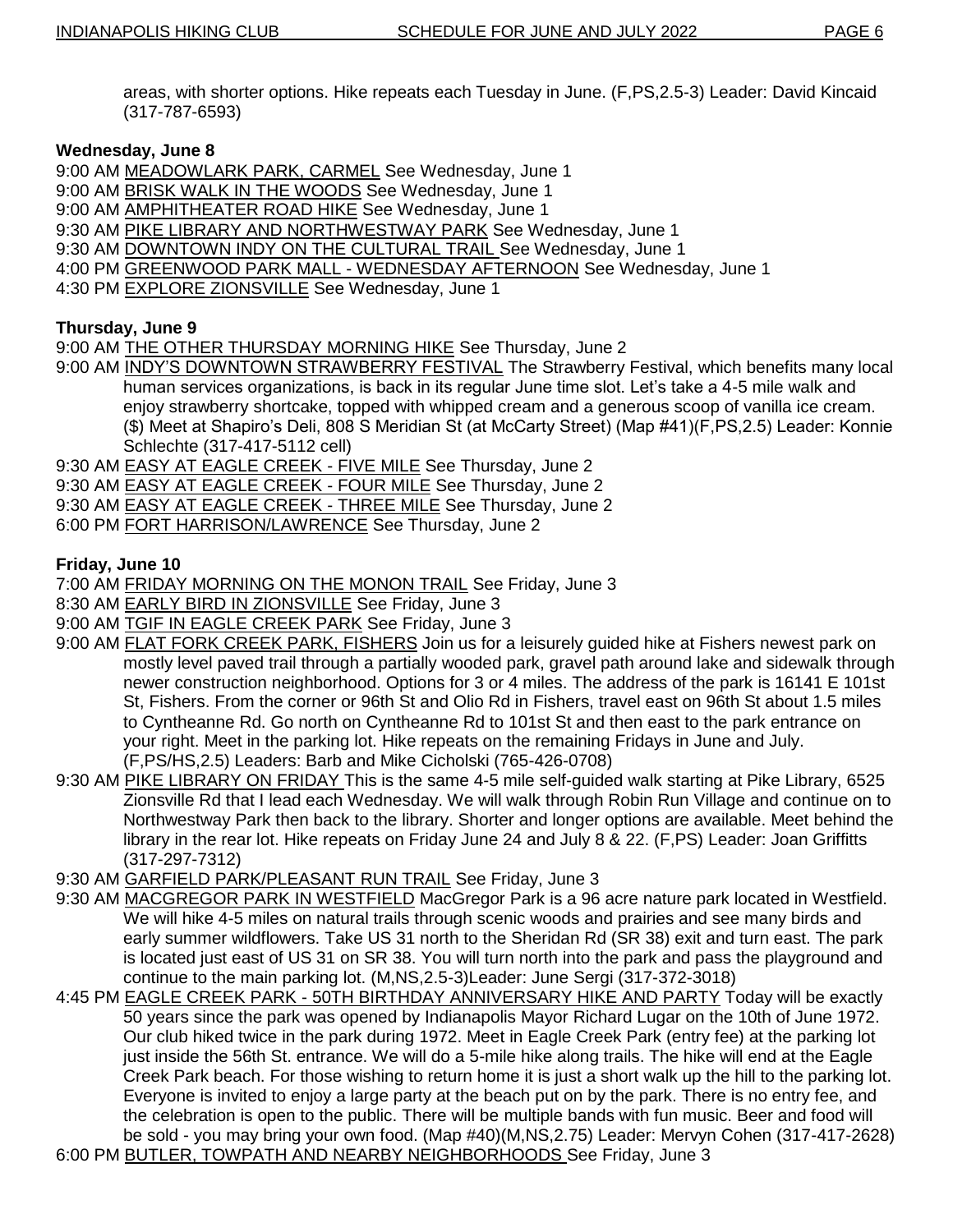areas, with shorter options. Hike repeats each Tuesday in June. (F,PS,2.5-3) Leader: David Kincaid (317-787-6593)

**Wednesday, June 8**

9:00 AM MEADOWLARK PARK, CARMEL See Wednesday, June 1
9:00 AM BRISK WALK IN THE WOODS See Wednesday, June 1
9:00 AM AMPHITHEATER ROAD HIKE See Wednesday, June 1
9:30 AM PIKE LIBRARY AND NORTHWESTWAY PARK See Wednesday, June 1
9:30 AM DOWNTOWN INDY ON THE CULTURAL TRAIL See Wednesday, June 1
4:00 PM GREENWOOD PARK MALL - WEDNESDAY AFTERNOON See Wednesday, June 1
4:30 PM EXPLORE ZIONSVILLE See Wednesday, June 1

**Thursday, June 9**

9:00 AM THE OTHER THURSDAY MORNING HIKE See Thursday, June 2

9:00 AM INDY'S DOWNTOWN STRAWBERRY FESTIVAL The Strawberry Festival, which benefits many local human services organizations, is back in its regular June time slot. Let's take a 4-5 mile walk and enjoy strawberry shortcake, topped with whipped cream and a generous scoop of vanilla ice cream. ($) Meet at Shapiro's Deli, 808 S Meridian St (at McCarty Street) (Map #41)(F,PS,2.5) Leader: Konnie Schlechte (317-417-5112 cell)

9:30 AM EASY AT EAGLE CREEK - FIVE MILE See Thursday, June 2
9:30 AM EASY AT EAGLE CREEK - FOUR MILE See Thursday, June 2
9:30 AM EASY AT EAGLE CREEK - THREE MILE See Thursday, June 2
6:00 PM FORT HARRISON/LAWRENCE See Thursday, June 2

**Friday, June 10**

7:00 AM FRIDAY MORNING ON THE MONON TRAIL See Friday, June 3
8:30 AM EARLY BIRD IN ZIONSVILLE See Friday, June 3
9:00 AM TGIF IN EAGLE CREEK PARK See Friday, June 3

9:00 AM FLAT FORK CREEK PARK, FISHERS Join us for a leisurely guided hike at Fishers newest park on mostly level paved trail through a partially wooded park, gravel path around lake and sidewalk through newer construction neighborhood. Options for 3 or 4 miles. The address of the park is 16141 E 101st St, Fishers. From the corner or 96th St and Olio Rd in Fishers, travel east on 96th St about 1.5 miles to Cyntheanne Rd. Go north on Cyntheanne Rd to 101st St and then east to the park entrance on your right. Meet in the parking lot. Hike repeats on the remaining Fridays in June and July. (F,PS/HS,2.5) Leaders: Barb and Mike Cicholski (765-426-0708)

9:30 AM PIKE LIBRARY ON FRIDAY This is the same 4-5 mile self-guided walk starting at Pike Library, 6525 Zionsville Rd that I lead each Wednesday. We will walk through Robin Run Village and continue on to Northwestway Park then back to the library. Shorter and longer options are available. Meet behind the library in the rear lot. Hike repeats on Friday June 24 and July 8 & 22. (F,PS) Leader: Joan Griffitts (317-297-7312)

9:30 AM GARFIELD PARK/PLEASANT RUN TRAIL See Friday, June 3

9:30 AM MACGREGOR PARK IN WESTFIELD MacGregor Park is a 96 acre nature park located in Westfield. We will hike 4-5 miles on natural trails through scenic woods and prairies and see many birds and early summer wildflowers. Take US 31 north to the Sheridan Rd (SR 38) exit and turn east. The park is located just east of US 31 on SR 38. You will turn north into the park and pass the playground and continue to the main parking lot. (M,NS,2.5-3)Leader: June Sergi (317-372-3018)

4:45 PM EAGLE CREEK PARK - 50TH BIRTHDAY ANNIVERSARY HIKE AND PARTY Today will be exactly 50 years since the park was opened by Indianapolis Mayor Richard Lugar on the 10th of June 1972. Our club hiked twice in the park during 1972. Meet in Eagle Creek Park (entry fee) at the parking lot just inside the 56th St. entrance. We will do a 5-mile hike along trails. The hike will end at the Eagle Creek Park beach. For those wishing to return home it is just a short walk up the hill to the parking lot. Everyone is invited to enjoy a large party at the beach put on by the park. There is no entry fee, and the celebration is open to the public. There will be multiple bands with fun music. Beer and food will be sold - you may bring your own food. (Map #40)(M,NS,2.75) Leader: Mervyn Cohen (317-417-2628)

6:00 PM BUTLER, TOWPATH AND NEARBY NEIGHBORHOODS See Friday, June 3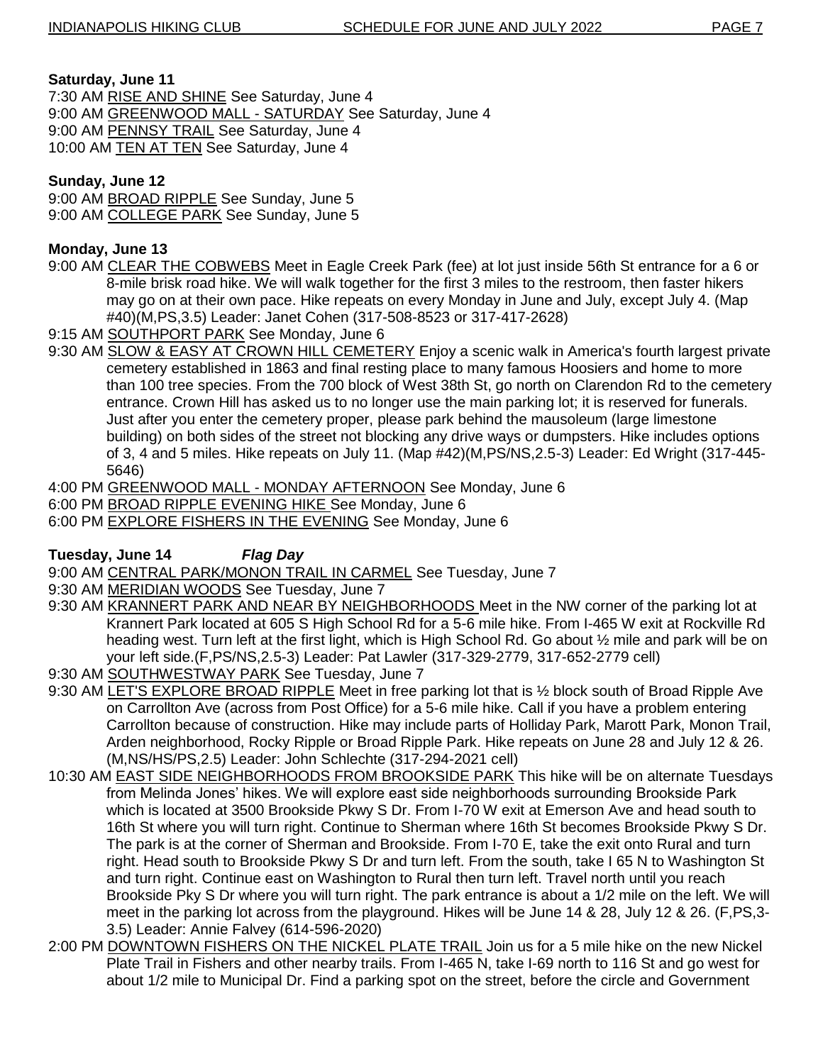**Saturday, June 11**

7:30 AM RISE AND SHINE See Saturday, June 4
9:00 AM GREENWOOD MALL - SATURDAY See Saturday, June 4
9:00 AM PENNSY TRAIL See Saturday, June 4
10:00 AM TEN AT TEN See Saturday, June 4

**Sunday, June 12**

9:00 AM BROAD RIPPLE See Sunday, June 5
9:00 AM COLLEGE PARK See Sunday, June 5

**Monday, June 13**

9:00 AM CLEAR THE COBWEBS Meet in Eagle Creek Park (fee) at lot just inside 56th St entrance for a 6 or 8-mile brisk road hike. We will walk together for the first 3 miles to the restroom, then faster hikers may go on at their own pace. Hike repeats on every Monday in June and July, except July 4. (Map #40)(M,PS,3.5) Leader: Janet Cohen (317-508-8523 or 317-417-2628)

9:15 AM SOUTHPORT PARK See Monday, June 6

9:30 AM SLOW & EASY AT CROWN HILL CEMETERY Enjoy a scenic walk in America's fourth largest private cemetery established in 1863 and final resting place to many famous Hoosiers and home to more than 100 tree species. From the 700 block of West 38th St, go north on Clarendon Rd to the cemetery entrance. Crown Hill has asked us to no longer use the main parking lot; it is reserved for funerals. Just after you enter the cemetery proper, please park behind the mausoleum (large limestone building) on both sides of the street not blocking any drive ways or dumpsters. Hike includes options of 3, 4 and 5 miles. Hike repeats on July 11. (Map #42)(M,PS/NS,2.5-3) Leader: Ed Wright (317-445-5646)

4:00 PM GREENWOOD MALL - MONDAY AFTERNOON See Monday, June 6
6:00 PM BROAD RIPPLE EVENING HIKE See Monday, June 6
6:00 PM EXPLORE FISHERS IN THE EVENING See Monday, June 6

**Tuesday, June 14** ***Flag Day***

9:00 AM CENTRAL PARK/MONON TRAIL IN CARMEL See Tuesday, June 7

9:30 AM MERIDIAN WOODS See Tuesday, June 7

9:30 AM KRANNERT PARK AND NEAR BY NEIGHBORHOODS Meet in the NW corner of the parking lot at Krannert Park located at 605 S High School Rd for a 5-6 mile hike. From I-465 W exit at Rockville Rd heading west. Turn left at the first light, which is High School Rd. Go about ½ mile and park will be on your left side.(F,PS/NS,2.5-3) Leader: Pat Lawler (317-329-2779, 317-652-2779 cell)

9:30 AM SOUTHWESTWAY PARK See Tuesday, June 7

9:30 AM LET'S EXPLORE BROAD RIPPLE Meet in free parking lot that is ½ block south of Broad Ripple Ave on Carrollton Ave (across from Post Office) for a 5-6 mile hike. Call if you have a problem entering Carrollton because of construction. Hike may include parts of Holliday Park, Marott Park, Monon Trail, Arden neighborhood, Rocky Ripple or Broad Ripple Park. Hike repeats on June 28 and July 12 & 26. (M,NS/HS/PS,2.5) Leader: John Schlechte (317-294-2021 cell)

10:30 AM EAST SIDE NEIGHBORHOODS FROM BROOKSIDE PARK This hike will be on alternate Tuesdays from Melinda Jones' hikes. We will explore east side neighborhoods surrounding Brookside Park which is located at 3500 Brookside Pkwy S Dr. From I-70 W exit at Emerson Ave and head south to 16th St where you will turn right. Continue to Sherman where 16th St becomes Brookside Pkwy S Dr. The park is at the corner of Sherman and Brookside. From I-70 E, take the exit onto Rural and turn right. Head south to Brookside Pkwy S Dr and turn left. From the south, take I 65 N to Washington St and turn right. Continue east on Washington to Rural then turn left. Travel north until you reach Brookside Pky S Dr where you will turn right. The park entrance is about a 1/2 mile on the left. We will meet in the parking lot across from the playground. Hikes will be June 14 & 28, July 12 & 26. (F,PS,3-3.5) Leader: Annie Falvey (614-596-2020)

2:00 PM DOWNTOWN FISHERS ON THE NICKEL PLATE TRAIL Join us for a 5 mile hike on the new Nickel Plate Trail in Fishers and other nearby trails. From I-465 N, take I-69 north to 116 St and go west for about 1/2 mile to Municipal Dr. Find a parking spot on the street, before the circle and Government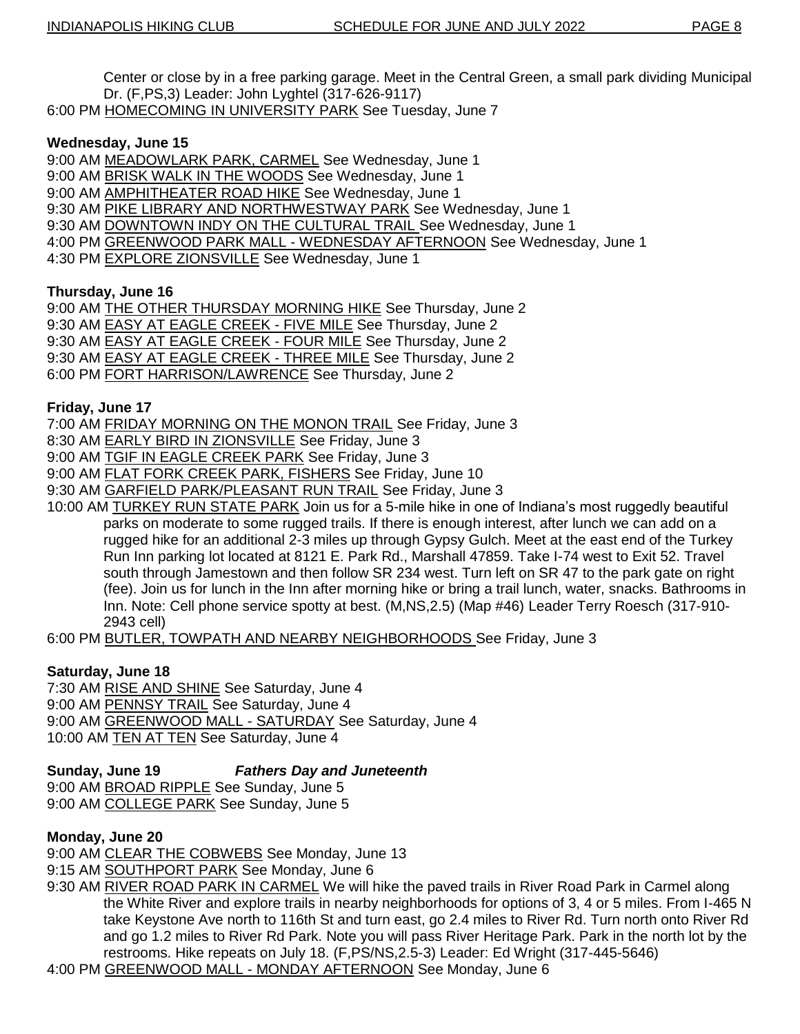Center or close by in a free parking garage. Meet in the Central Green, a small park dividing Municipal Dr. (F,PS,3) Leader: John Lyghtel (317-626-9117)

6:00 PM HOMECOMING IN UNIVERSITY PARK See Tuesday, June 7

**Wednesday, June 15**

9:00 AM MEADOWLARK PARK, CARMEL See Wednesday, June 1
9:00 AM BRISK WALK IN THE WOODS See Wednesday, June 1
9:00 AM AMPHITHEATER ROAD HIKE See Wednesday, June 1
9:30 AM PIKE LIBRARY AND NORTHWESTWAY PARK See Wednesday, June 1
9:30 AM DOWNTOWN INDY ON THE CULTURAL TRAIL See Wednesday, June 1
4:00 PM GREENWOOD PARK MALL - WEDNESDAY AFTERNOON See Wednesday, June 1
4:30 PM EXPLORE ZIONSVILLE See Wednesday, June 1

**Thursday, June 16**

9:00 AM THE OTHER THURSDAY MORNING HIKE See Thursday, June 2
9:30 AM EASY AT EAGLE CREEK - FIVE MILE See Thursday, June 2
9:30 AM EASY AT EAGLE CREEK - FOUR MILE See Thursday, June 2
9:30 AM EASY AT EAGLE CREEK - THREE MILE See Thursday, June 2
6:00 PM FORT HARRISON/LAWRENCE See Thursday, June 2

**Friday, June 17**

7:00 AM FRIDAY MORNING ON THE MONON TRAIL See Friday, June 3
8:30 AM EARLY BIRD IN ZIONSVILLE See Friday, June 3
9:00 AM TGIF IN EAGLE CREEK PARK See Friday, June 3
9:00 AM FLAT FORK CREEK PARK, FISHERS See Friday, June 10
9:30 AM GARFIELD PARK/PLEASANT RUN TRAIL See Friday, June 3
10:00 AM TURKEY RUN STATE PARK Join us for a 5-mile hike in one of Indiana's most ruggedly beautiful parks on moderate to some rugged trails. If there is enough interest, after lunch we can add on a rugged hike for an additional 2-3 miles up through Gypsy Gulch. Meet at the east end of the Turkey Run Inn parking lot located at 8121 E. Park Rd., Marshall 47859. Take I-74 west to Exit 52. Travel south through Jamestown and then follow SR 234 west. Turn left on SR 47 to the park gate on right (fee). Join us for lunch in the Inn after morning hike or bring a trail lunch, water, snacks. Bathrooms in Inn. Note: Cell phone service spotty at best. (M,NS,2.5) (Map #46) Leader Terry Roesch (317-910-2943 cell)
6:00 PM BUTLER, TOWPATH AND NEARBY NEIGHBORHOODS See Friday, June 3

**Saturday, June 18**

7:30 AM RISE AND SHINE See Saturday, June 4
9:00 AM PENNSY TRAIL See Saturday, June 4
9:00 AM GREENWOOD MALL - SATURDAY See Saturday, June 4
10:00 AM TEN AT TEN See Saturday, June 4

**Sunday, June 19** ***Fathers Day and Juneteenth***

9:00 AM BROAD RIPPLE See Sunday, June 5
9:00 AM COLLEGE PARK See Sunday, June 5

**Monday, June 20**

9:00 AM CLEAR THE COBWEBS See Monday, June 13
9:15 AM SOUTHPORT PARK See Monday, June 6
9:30 AM RIVER ROAD PARK IN CARMEL We will hike the paved trails in River Road Park in Carmel along the White River and explore trails in nearby neighborhoods for options of 3, 4 or 5 miles. From I-465 N take Keystone Ave north to 116th St and turn east, go 2.4 miles to River Rd. Turn north onto River Rd and go 1.2 miles to River Rd Park. Note you will pass River Heritage Park. Park in the north lot by the restrooms. Hike repeats on July 18. (F,PS/NS,2.5-3) Leader: Ed Wright (317-445-5646)
4:00 PM GREENWOOD MALL - MONDAY AFTERNOON See Monday, June 6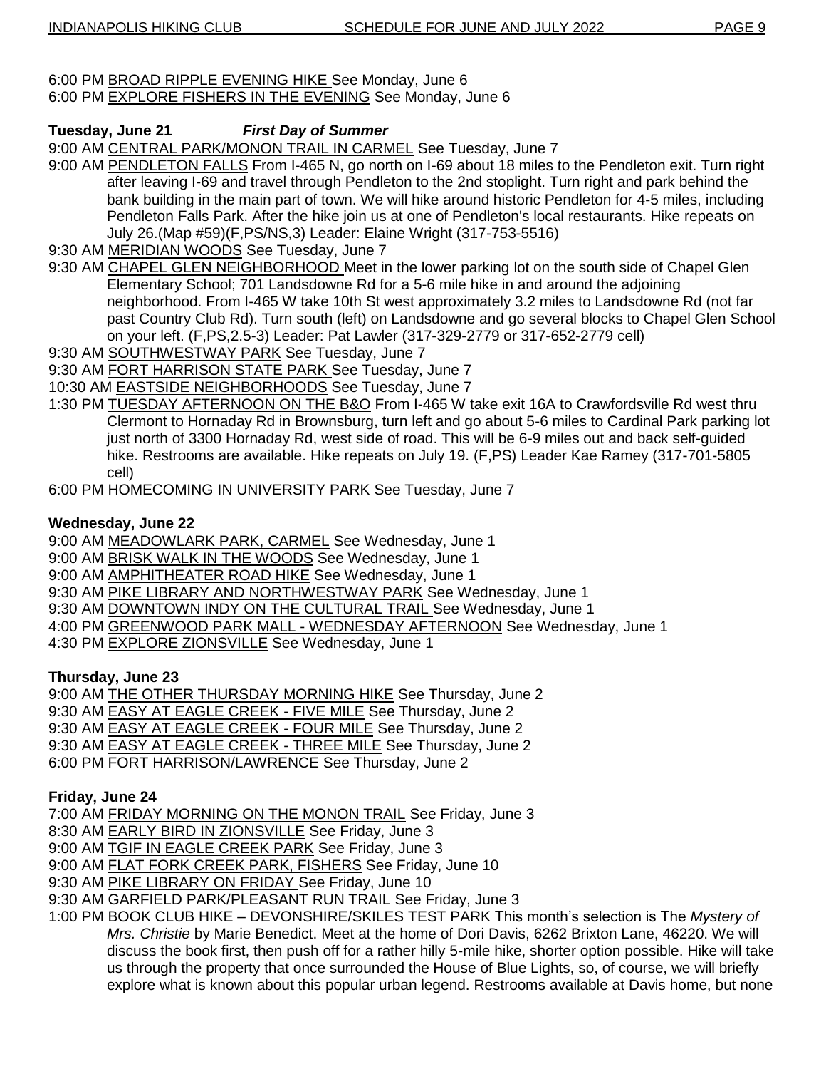6:00 PM BROAD RIPPLE EVENING HIKE See Monday, June 6
6:00 PM EXPLORE FISHERS IN THE EVENING See Monday, June 6

**Tuesday, June 21** ***First Day of Summer***

9:00 AM CENTRAL PARK/MONON TRAIL IN CARMEL See Tuesday, June 7
9:00 AM PENDLETON FALLS From I-465 N, go north on I-69 about 18 miles to the Pendleton exit. Turn right after leaving I-69 and travel through Pendleton to the 2nd stoplight. Turn right and park behind the bank building in the main part of town. We will hike around historic Pendleton for 4-5 miles, including Pendleton Falls Park. After the hike join us at one of Pendleton's local restaurants. Hike repeats on July 26.(Map #59)(F,PS/NS,3) Leader: Elaine Wright (317-753-5516)
9:30 AM MERIDIAN WOODS See Tuesday, June 7
9:30 AM CHAPEL GLEN NEIGHBORHOOD Meet in the lower parking lot on the south side of Chapel Glen Elementary School; 701 Landsdowne Rd for a 5-6 mile hike in and around the adjoining neighborhood. From I-465 W take 10th St west approximately 3.2 miles to Landsdowne Rd (not far past Country Club Rd). Turn south (left) on Landsdowne and go several blocks to Chapel Glen School on your left. (F,PS,2.5-3) Leader: Pat Lawler (317-329-2779 or 317-652-2779 cell)
9:30 AM SOUTHWESTWAY PARK See Tuesday, June 7
9:30 AM FORT HARRISON STATE PARK See Tuesday, June 7
10:30 AM EASTSIDE NEIGHBORHOODS See Tuesday, June 7
1:30 PM TUESDAY AFTERNOON ON THE B&O From I-465 W take exit 16A to Crawfordsville Rd west thru Clermont to Hornaday Rd in Brownsburg, turn left and go about 5-6 miles to Cardinal Park parking lot just north of 3300 Hornaday Rd, west side of road. This will be 6-9 miles out and back self-guided hike. Restrooms are available. Hike repeats on July 19. (F,PS) Leader Kae Ramey (317-701-5805 cell)
6:00 PM HOMECOMING IN UNIVERSITY PARK See Tuesday, June 7

**Wednesday, June 22**

9:00 AM MEADOWLARK PARK, CARMEL See Wednesday, June 1
9:00 AM BRISK WALK IN THE WOODS See Wednesday, June 1
9:00 AM AMPHITHEATER ROAD HIKE See Wednesday, June 1
9:30 AM PIKE LIBRARY AND NORTHWESTWAY PARK See Wednesday, June 1
9:30 AM DOWNTOWN INDY ON THE CULTURAL TRAIL See Wednesday, June 1
4:00 PM GREENWOOD PARK MALL - WEDNESDAY AFTERNOON See Wednesday, June 1
4:30 PM EXPLORE ZIONSVILLE See Wednesday, June 1

**Thursday, June 23**

9:00 AM THE OTHER THURSDAY MORNING HIKE See Thursday, June 2
9:30 AM EASY AT EAGLE CREEK - FIVE MILE See Thursday, June 2
9:30 AM EASY AT EAGLE CREEK - FOUR MILE See Thursday, June 2
9:30 AM EASY AT EAGLE CREEK - THREE MILE See Thursday, June 2
6:00 PM FORT HARRISON/LAWRENCE See Thursday, June 2

**Friday, June 24**

7:00 AM FRIDAY MORNING ON THE MONON TRAIL See Friday, June 3
8:30 AM EARLY BIRD IN ZIONSVILLE See Friday, June 3
9:00 AM TGIF IN EAGLE CREEK PARK See Friday, June 3
9:00 AM FLAT FORK CREEK PARK, FISHERS See Friday, June 10
9:30 AM PIKE LIBRARY ON FRIDAY See Friday, June 10
9:30 AM GARFIELD PARK/PLEASANT RUN TRAIL See Friday, June 3
1:00 PM BOOK CLUB HIKE – DEVONSHIRE/SKILES TEST PARK This month's selection is The *Mystery of Mrs. Christie* by Marie Benedict. Meet at the home of Dori Davis, 6262 Brixton Lane, 46220. We will discuss the book first, then push off for a rather hilly 5-mile hike, shorter option possible. Hike will take us through the property that once surrounded the House of Blue Lights, so, of course, we will briefly explore what is known about this popular urban legend. Restrooms available at Davis home, but none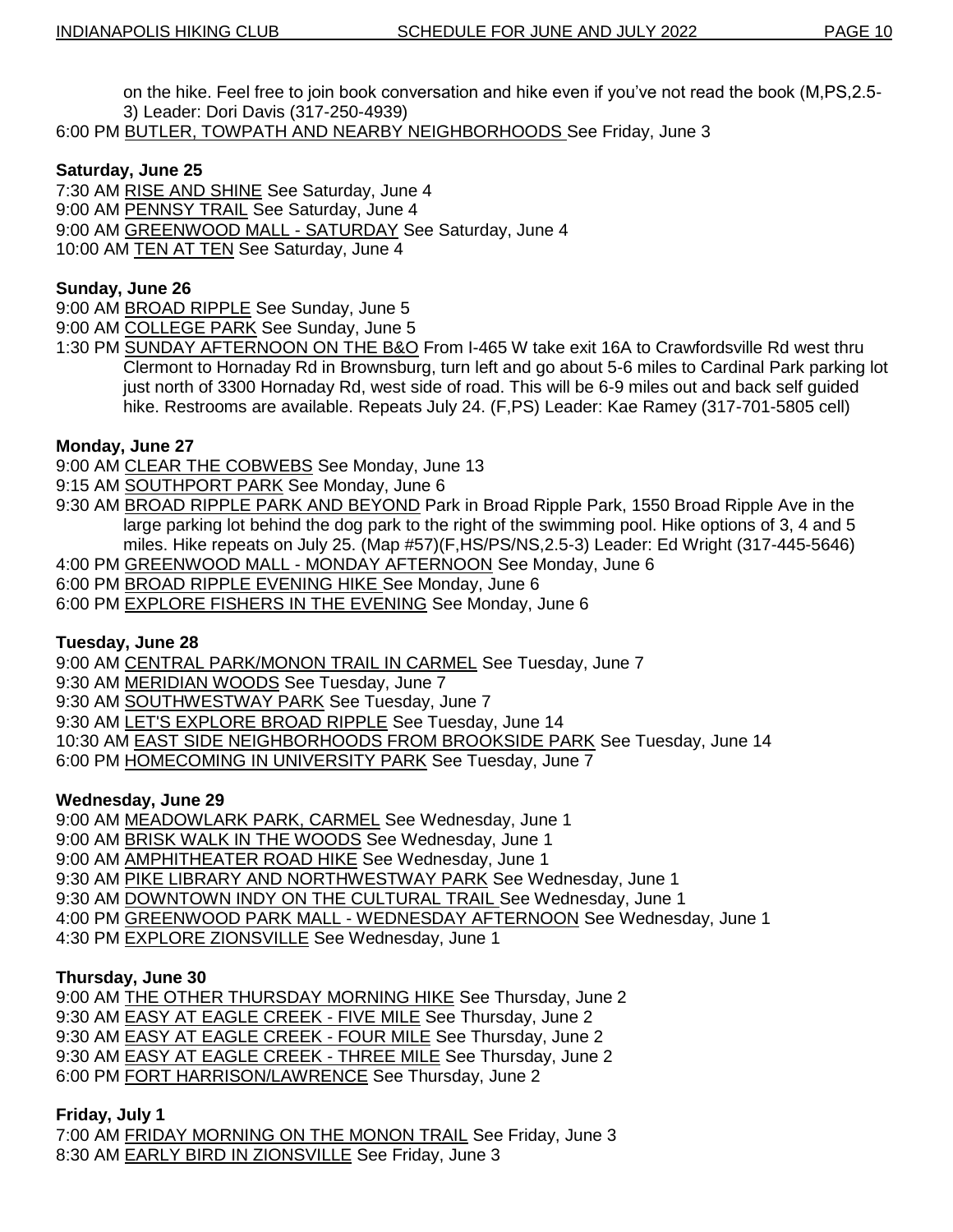on the hike. Feel free to join book conversation and hike even if you've not read the book (M,PS,2.5-3) Leader: Dori Davis (317-250-4939)

6:00 PM BUTLER, TOWPATH AND NEARBY NEIGHBORHOODS See Friday, June 3

**Saturday, June 25**

7:30 AM RISE AND SHINE See Saturday, June 4
9:00 AM PENNSY TRAIL See Saturday, June 4
9:00 AM GREENWOOD MALL - SATURDAY See Saturday, June 4
10:00 AM TEN AT TEN See Saturday, June 4

**Sunday, June 26**

9:00 AM BROAD RIPPLE See Sunday, June 5
9:00 AM COLLEGE PARK See Sunday, June 5
1:30 PM SUNDAY AFTERNOON ON THE B&O From I-465 W take exit 16A to Crawfordsville Rd west thru Clermont to Hornaday Rd in Brownsburg, turn left and go about 5-6 miles to Cardinal Park parking lot just north of 3300 Hornaday Rd, west side of road. This will be 6-9 miles out and back self guided hike. Restrooms are available. Repeats July 24. (F,PS) Leader: Kae Ramey (317-701-5805 cell)

**Monday, June 27**

9:00 AM CLEAR THE COBWEBS See Monday, June 13
9:15 AM SOUTHPORT PARK See Monday, June 6
9:30 AM BROAD RIPPLE PARK AND BEYOND Park in Broad Ripple Park, 1550 Broad Ripple Ave in the large parking lot behind the dog park to the right of the swimming pool. Hike options of 3, 4 and 5 miles. Hike repeats on July 25. (Map #57)(F,HS/PS/NS,2.5-3) Leader: Ed Wright (317-445-5646)
4:00 PM GREENWOOD MALL - MONDAY AFTERNOON See Monday, June 6
6:00 PM BROAD RIPPLE EVENING HIKE See Monday, June 6
6:00 PM EXPLORE FISHERS IN THE EVENING See Monday, June 6

**Tuesday, June 28**

9:00 AM CENTRAL PARK/MONON TRAIL IN CARMEL See Tuesday, June 7
9:30 AM MERIDIAN WOODS See Tuesday, June 7
9:30 AM SOUTHWESTWAY PARK See Tuesday, June 7
9:30 AM LET'S EXPLORE BROAD RIPPLE See Tuesday, June 14
10:30 AM EAST SIDE NEIGHBORHOODS FROM BROOKSIDE PARK See Tuesday, June 14
6:00 PM HOMECOMING IN UNIVERSITY PARK See Tuesday, June 7

**Wednesday, June 29**

9:00 AM MEADOWLARK PARK, CARMEL See Wednesday, June 1
9:00 AM BRISK WALK IN THE WOODS See Wednesday, June 1
9:00 AM AMPHITHEATER ROAD HIKE See Wednesday, June 1
9:30 AM PIKE LIBRARY AND NORTHWESTWAY PARK See Wednesday, June 1
9:30 AM DOWNTOWN INDY ON THE CULTURAL TRAIL See Wednesday, June 1
4:00 PM GREENWOOD PARK MALL - WEDNESDAY AFTERNOON See Wednesday, June 1
4:30 PM EXPLORE ZIONSVILLE See Wednesday, June 1

**Thursday, June 30**

9:00 AM THE OTHER THURSDAY MORNING HIKE See Thursday, June 2
9:30 AM EASY AT EAGLE CREEK - FIVE MILE See Thursday, June 2
9:30 AM EASY AT EAGLE CREEK - FOUR MILE See Thursday, June 2
9:30 AM EASY AT EAGLE CREEK - THREE MILE See Thursday, June 2
6:00 PM FORT HARRISON/LAWRENCE See Thursday, June 2

**Friday, July 1**

7:00 AM FRIDAY MORNING ON THE MONON TRAIL See Friday, June 3
8:30 AM EARLY BIRD IN ZIONSVILLE See Friday, June 3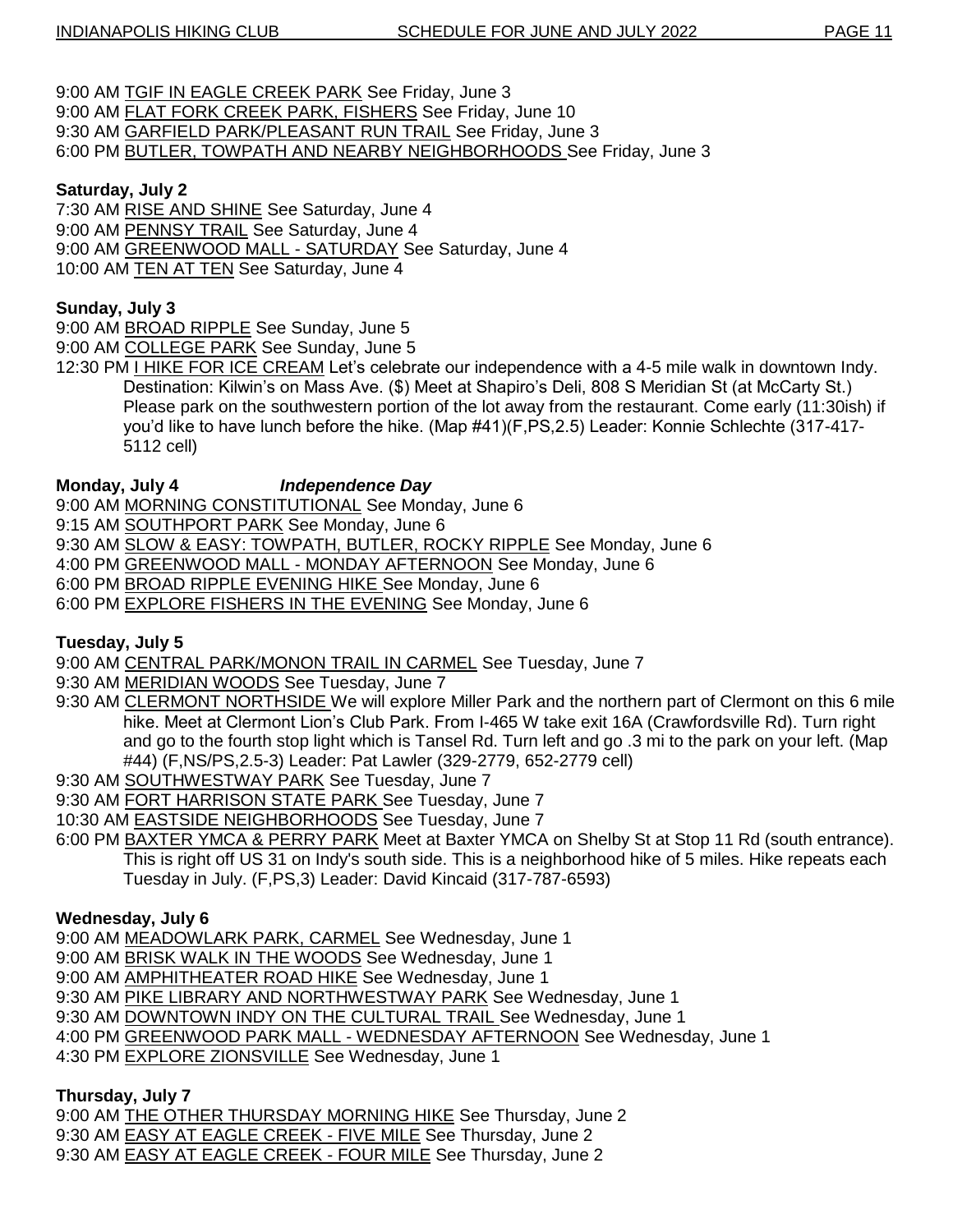9:00 AM <u>TGIF IN EAGLE CREEK PARK</u> See Friday, June 3
9:00 AM <u>FLAT FORK CREEK PARK, FISHERS</u> See Friday, June 10
9:30 AM <u>GARFIELD PARK/PLEASANT RUN TRAIL</u> See Friday, June 3
6:00 PM <u>BUTLER, TOWPATH AND NEARBY NEIGHBORHOODS</u> See Friday, June 3

**Saturday, July 2**

7:30 AM <u>RISE AND SHINE</u> See Saturday, June 4
9:00 AM <u>PENNSY TRAIL</u> See Saturday, June 4
9:00 AM <u>GREENWOOD MALL - SATURDAY</u> See Saturday, June 4
10:00 AM <u>TEN AT TEN</u> See Saturday, June 4

**Sunday, July 3**

9:00 AM <u>BROAD RIPPLE</u> See Sunday, June 5
9:00 AM <u>COLLEGE PARK</u> See Sunday, June 5
12:30 PM <u>I HIKE FOR ICE CREAM</u> Let's celebrate our independence with a 4-5 mile walk in downtown Indy. Destination: Kilwin's on Mass Ave. ($) Meet at Shapiro's Deli, 808 S Meridian St (at McCarty St.) Please park on the southwestern portion of the lot away from the restaurant. Come early (11:30ish) if you'd like to have lunch before the hike. (Map #41)(F,PS,2.5) Leader: Konnie Schlechte (317-417-5112 cell)

**Monday, July 4** ***Independence Day***

9:00 AM <u>MORNING CONSTITUTIONAL</u> See Monday, June 6
9:15 AM <u>SOUTHPORT PARK</u> See Monday, June 6
9:30 AM <u>SLOW & EASY: TOWPATH, BUTLER, ROCKY RIPPLE</u> See Monday, June 6
4:00 PM <u>GREENWOOD MALL - MONDAY AFTERNOON</u> See Monday, June 6
6:00 PM <u>BROAD RIPPLE EVENING HIKE</u> See Monday, June 6
6:00 PM <u>EXPLORE FISHERS IN THE EVENING</u> See Monday, June 6

**Tuesday, July 5**

9:00 AM <u>CENTRAL PARK/MONON TRAIL IN CARMEL</u> See Tuesday, June 7
9:30 AM <u>MERIDIAN WOODS</u> See Tuesday, June 7
9:30 AM <u>CLERMONT NORTHSIDE</u> We will explore Miller Park and the northern part of Clermont on this 6 mile hike. Meet at Clermont Lion's Club Park. From I-465 W take exit 16A (Crawfordsville Rd). Turn right and go to the fourth stop light which is Tansel Rd. Turn left and go .3 mi to the park on your left. (Map #44) (F,NS/PS,2.5-3) Leader: Pat Lawler (329-2779, 652-2779 cell)
9:30 AM <u>SOUTHWESTWAY PARK</u> See Tuesday, June 7
9:30 AM <u>FORT HARRISON STATE PARK</u> See Tuesday, June 7
10:30 AM <u>EASTSIDE NEIGHBORHOODS</u> See Tuesday, June 7
6:00 PM <u>BAXTER YMCA & PERRY PARK</u> Meet at Baxter YMCA on Shelby St at Stop 11 Rd (south entrance). This is right off US 31 on Indy's south side. This is a neighborhood hike of 5 miles. Hike repeats each Tuesday in July. (F,PS,3) Leader: David Kincaid (317-787-6593)

**Wednesday, July 6**

9:00 AM <u>MEADOWLARK PARK, CARMEL</u> See Wednesday, June 1
9:00 AM <u>BRISK WALK IN THE WOODS</u> See Wednesday, June 1
9:00 AM <u>AMPHITHEATER ROAD HIKE</u> See Wednesday, June 1
9:30 AM <u>PIKE LIBRARY AND NORTHWESTWAY PARK</u> See Wednesday, June 1
9:30 AM <u>DOWNTOWN INDY ON THE CULTURAL TRAIL</u> See Wednesday, June 1
4:00 PM <u>GREENWOOD PARK MALL - WEDNESDAY AFTERNOON</u> See Wednesday, June 1
4:30 PM <u>EXPLORE ZIONSVILLE</u> See Wednesday, June 1

**Thursday, July 7**

9:00 AM <u>THE OTHER THURSDAY MORNING HIKE</u> See Thursday, June 2
9:30 AM <u>EASY AT EAGLE CREEK - FIVE MILE</u> See Thursday, June 2
9:30 AM <u>EASY AT EAGLE CREEK - FOUR MILE</u> See Thursday, June 2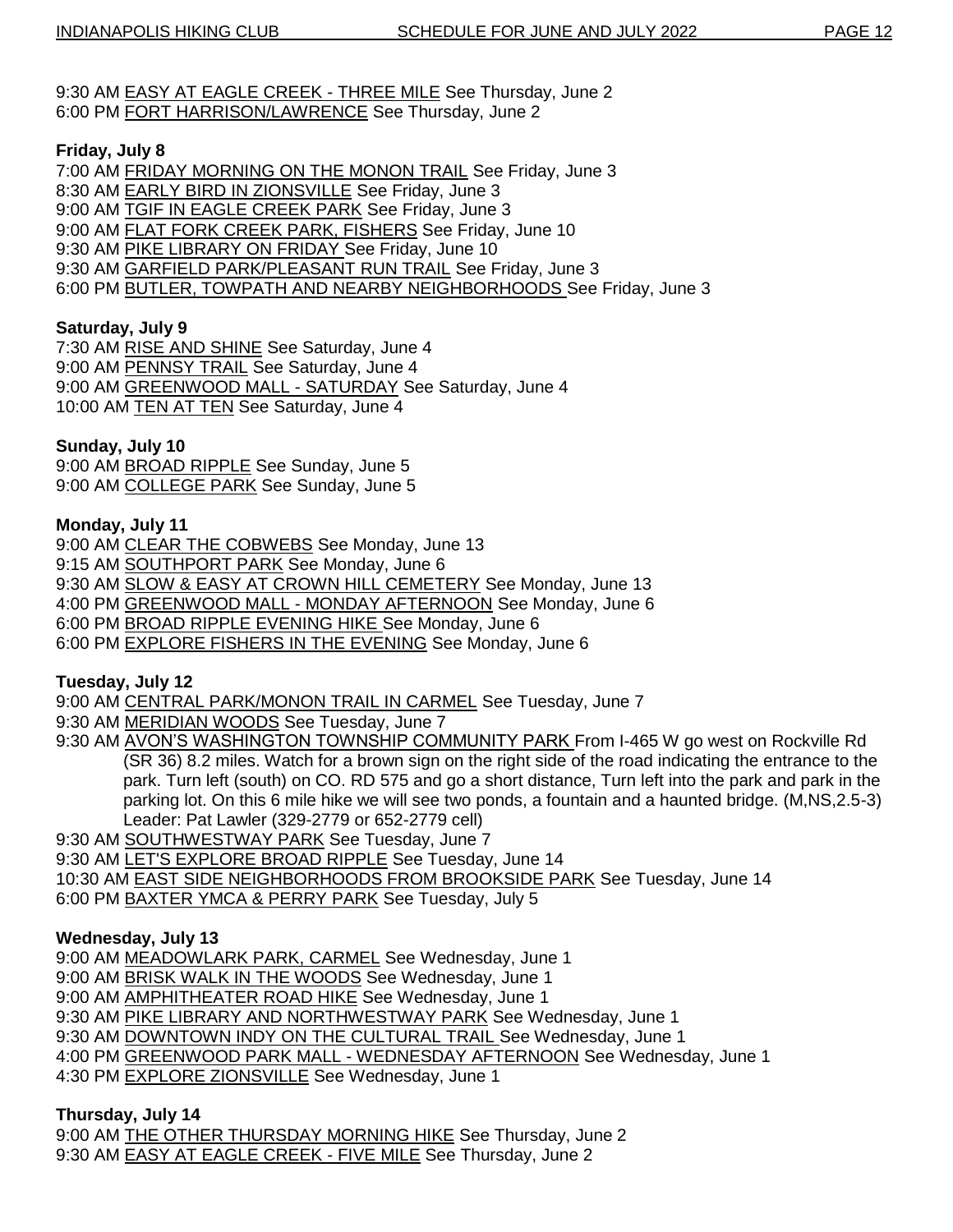9:30 AM EASY AT EAGLE CREEK - THREE MILE See Thursday, June 2
6:00 PM FORT HARRISON/LAWRENCE See Thursday, June 2

**Friday, July 8**

7:00 AM FRIDAY MORNING ON THE MONON TRAIL See Friday, June 3
8:30 AM EARLY BIRD IN ZIONSVILLE See Friday, June 3
9:00 AM TGIF IN EAGLE CREEK PARK See Friday, June 3
9:00 AM FLAT FORK CREEK PARK, FISHERS See Friday, June 10
9:30 AM PIKE LIBRARY ON FRIDAY See Friday, June 10
9:30 AM GARFIELD PARK/PLEASANT RUN TRAIL See Friday, June 3
6:00 PM BUTLER, TOWPATH AND NEARBY NEIGHBORHOODS See Friday, June 3

**Saturday, July 9**

7:30 AM RISE AND SHINE See Saturday, June 4
9:00 AM PENNSY TRAIL See Saturday, June 4
9:00 AM GREENWOOD MALL - SATURDAY See Saturday, June 4
10:00 AM TEN AT TEN See Saturday, June 4

**Sunday, July 10**

9:00 AM BROAD RIPPLE See Sunday, June 5
9:00 AM COLLEGE PARK See Sunday, June 5

**Monday, July 11**

9:00 AM CLEAR THE COBWEBS See Monday, June 13
9:15 AM SOUTHPORT PARK See Monday, June 6
9:30 AM SLOW & EASY AT CROWN HILL CEMETERY See Monday, June 13
4:00 PM GREENWOOD MALL - MONDAY AFTERNOON See Monday, June 6
6:00 PM BROAD RIPPLE EVENING HIKE See Monday, June 6
6:00 PM EXPLORE FISHERS IN THE EVENING See Monday, June 6

**Tuesday, July 12**

9:00 AM CENTRAL PARK/MONON TRAIL IN CARMEL See Tuesday, June 7
9:30 AM MERIDIAN WOODS See Tuesday, June 7
9:30 AM AVON'S WASHINGTON TOWNSHIP COMMUNITY PARK From I-465 W go west on Rockville Rd (SR 36) 8.2 miles. Watch for a brown sign on the right side of the road indicating the entrance to the park. Turn left (south) on CO. RD 575 and go a short distance, Turn left into the park and park in the parking lot. On this 6 mile hike we will see two ponds, a fountain and a haunted bridge. (M,NS,2.5-3) Leader: Pat Lawler (329-2779 or 652-2779 cell)
9:30 AM SOUTHWESTWAY PARK See Tuesday, June 7
9:30 AM LET'S EXPLORE BROAD RIPPLE See Tuesday, June 14
10:30 AM EAST SIDE NEIGHBORHOODS FROM BROOKSIDE PARK See Tuesday, June 14
6:00 PM BAXTER YMCA & PERRY PARK See Tuesday, July 5

**Wednesday, July 13**

9:00 AM MEADOWLARK PARK, CARMEL See Wednesday, June 1
9:00 AM BRISK WALK IN THE WOODS See Wednesday, June 1
9:00 AM AMPHITHEATER ROAD HIKE See Wednesday, June 1
9:30 AM PIKE LIBRARY AND NORTHWESTWAY PARK See Wednesday, June 1
9:30 AM DOWNTOWN INDY ON THE CULTURAL TRAIL See Wednesday, June 1
4:00 PM GREENWOOD PARK MALL - WEDNESDAY AFTERNOON See Wednesday, June 1
4:30 PM EXPLORE ZIONSVILLE See Wednesday, June 1

**Thursday, July 14**

9:00 AM THE OTHER THURSDAY MORNING HIKE See Thursday, June 2
9:30 AM EASY AT EAGLE CREEK - FIVE MILE See Thursday, June 2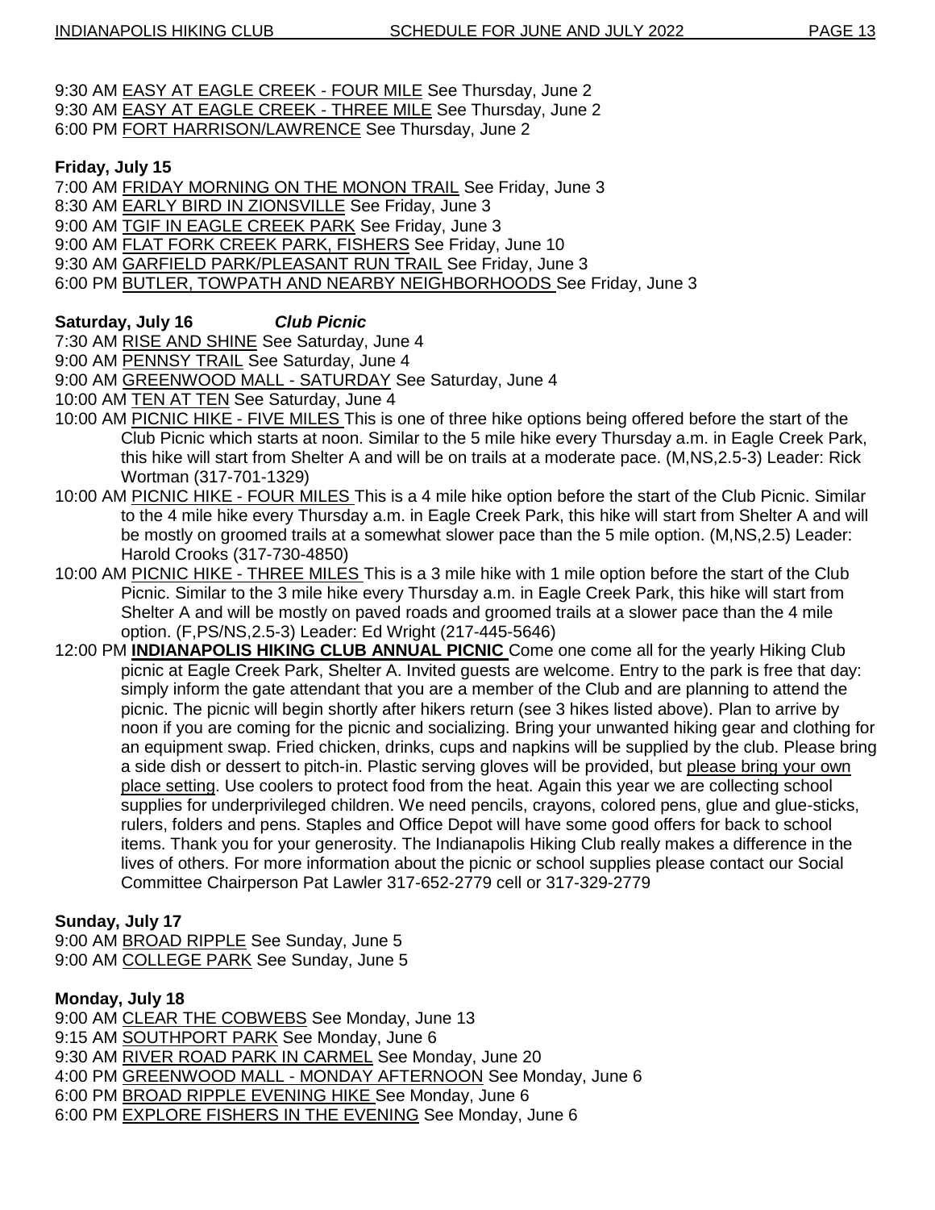9:30 AM EASY AT EAGLE CREEK - FOUR MILE See Thursday, June 2
9:30 AM EASY AT EAGLE CREEK - THREE MILE See Thursday, June 2
6:00 PM FORT HARRISON/LAWRENCE See Thursday, June 2

**Friday, July 15**

7:00 AM FRIDAY MORNING ON THE MONON TRAIL See Friday, June 3
8:30 AM EARLY BIRD IN ZIONSVILLE See Friday, June 3
9:00 AM TGIF IN EAGLE CREEK PARK See Friday, June 3
9:00 AM FLAT FORK CREEK PARK, FISHERS See Friday, June 10
9:30 AM GARFIELD PARK/PLEASANT RUN TRAIL See Friday, June 3
6:00 PM BUTLER, TOWPATH AND NEARBY NEIGHBORHOODS See Friday, June 3

**Saturday, July 16** ***Club Picnic***

7:30 AM RISE AND SHINE See Saturday, June 4
9:00 AM PENNSY TRAIL See Saturday, June 4
9:00 AM GREENWOOD MALL - SATURDAY See Saturday, June 4
10:00 AM TEN AT TEN See Saturday, June 4
10:00 AM PICNIC HIKE - FIVE MILES This is one of three hike options being offered before the start of the Club Picnic which starts at noon. Similar to the 5 mile hike every Thursday a.m. in Eagle Creek Park, this hike will start from Shelter A and will be on trails at a moderate pace. (M,NS,2.5-3) Leader: Rick Wortman (317-701-1329)
10:00 AM PICNIC HIKE - FOUR MILES This is a 4 mile hike option before the start of the Club Picnic. Similar to the 4 mile hike every Thursday a.m. in Eagle Creek Park, this hike will start from Shelter A and will be mostly on groomed trails at a somewhat slower pace than the 5 mile option. (M,NS,2.5) Leader: Harold Crooks (317-730-4850)
10:00 AM PICNIC HIKE - THREE MILES This is a 3 mile hike with 1 mile option before the start of the Club Picnic. Similar to the 3 mile hike every Thursday a.m. in Eagle Creek Park, this hike will start from Shelter A and will be mostly on paved roads and groomed trails at a slower pace than the 4 mile option. (F,PS/NS,2.5-3) Leader: Ed Wright (217-445-5646)
12:00 PM **INDIANAPOLIS HIKING CLUB ANNUAL PICNIC** Come one come all for the yearly Hiking Club picnic at Eagle Creek Park, Shelter A. Invited guests are welcome. Entry to the park is free that day: simply inform the gate attendant that you are a member of the Club and are planning to attend the picnic. The picnic will begin shortly after hikers return (see 3 hikes listed above). Plan to arrive by noon if you are coming for the picnic and socializing. Bring your unwanted hiking gear and clothing for an equipment swap. Fried chicken, drinks, cups and napkins will be supplied by the club. Please bring a side dish or dessert to pitch-in. Plastic serving gloves will be provided, but please bring your own place setting. Use coolers to protect food from the heat. Again this year we are collecting school supplies for underprivileged children. We need pencils, crayons, colored pens, glue and glue-sticks, rulers, folders and pens. Staples and Office Depot will have some good offers for back to school items. Thank you for your generosity. The Indianapolis Hiking Club really makes a difference in the lives of others. For more information about the picnic or school supplies please contact our Social Committee Chairperson Pat Lawler 317-652-2779 cell or 317-329-2779

**Sunday, July 17**

9:00 AM BROAD RIPPLE See Sunday, June 5
9:00 AM COLLEGE PARK See Sunday, June 5

**Monday, July 18**

9:00 AM CLEAR THE COBWEBS See Monday, June 13
9:15 AM SOUTHPORT PARK See Monday, June 6
9:30 AM RIVER ROAD PARK IN CARMEL See Monday, June 20
4:00 PM GREENWOOD MALL - MONDAY AFTERNOON See Monday, June 6
6:00 PM BROAD RIPPLE EVENING HIKE See Monday, June 6
6:00 PM EXPLORE FISHERS IN THE EVENING See Monday, June 6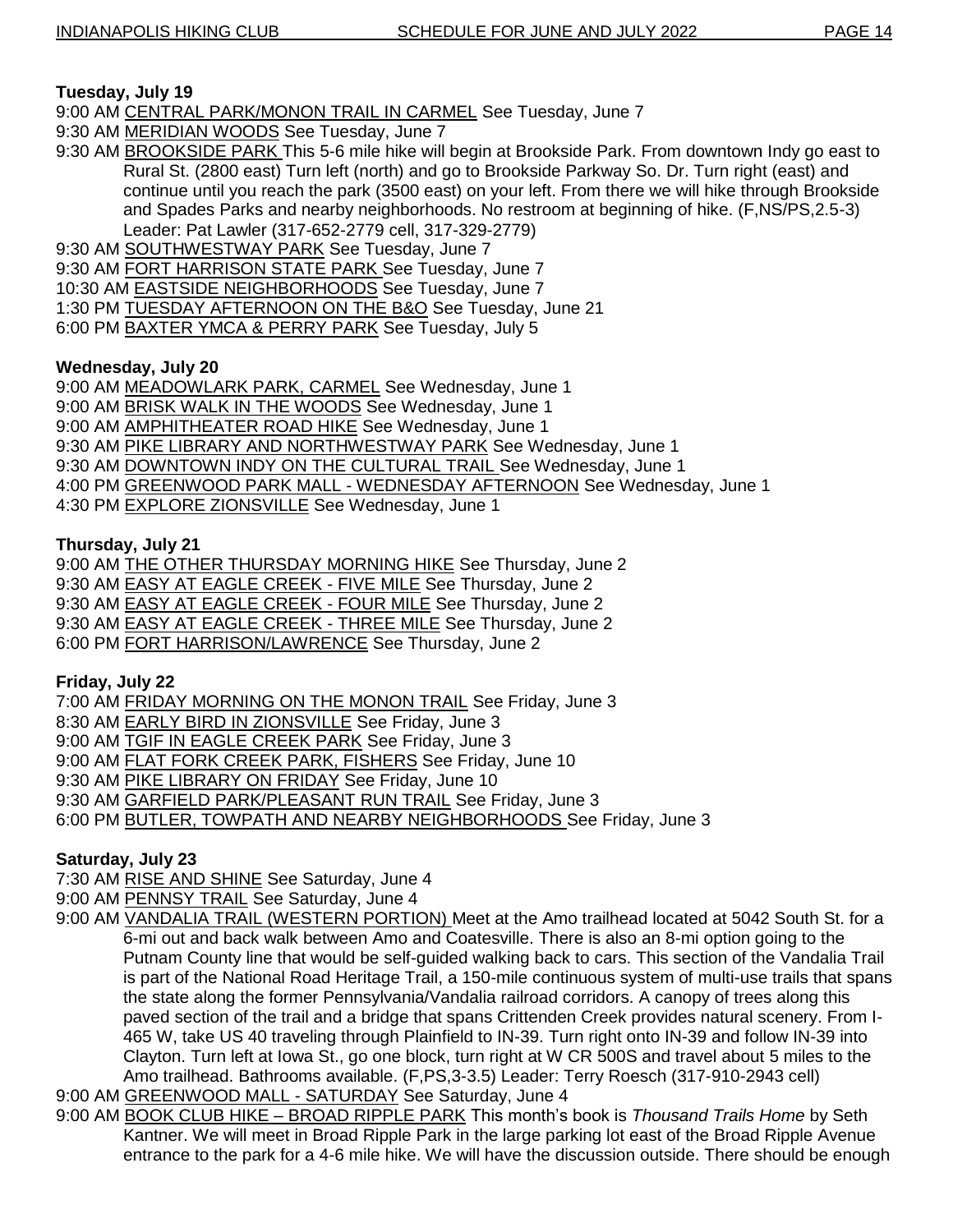**Tuesday, July 19**

9:00 AM CENTRAL PARK/MONON TRAIL IN CARMEL See Tuesday, June 7
9:30 AM MERIDIAN WOODS See Tuesday, June 7
9:30 AM BROOKSIDE PARK This 5-6 mile hike will begin at Brookside Park. From downtown Indy go east to Rural St. (2800 east) Turn left (north) and go to Brookside Parkway So. Dr. Turn right (east) and continue until you reach the park (3500 east) on your left. From there we will hike through Brookside and Spades Parks and nearby neighborhoods. No restroom at beginning of hike. (F,NS/PS,2.5-3) Leader: Pat Lawler (317-652-2779 cell, 317-329-2779)
9:30 AM SOUTHWESTWAY PARK See Tuesday, June 7
9:30 AM FORT HARRISON STATE PARK See Tuesday, June 7
10:30 AM EASTSIDE NEIGHBORHOODS See Tuesday, June 7
1:30 PM TUESDAY AFTERNOON ON THE B&O See Tuesday, June 21
6:00 PM BAXTER YMCA & PERRY PARK See Tuesday, July 5

**Wednesday, July 20**

9:00 AM MEADOWLARK PARK, CARMEL See Wednesday, June 1
9:00 AM BRISK WALK IN THE WOODS See Wednesday, June 1
9:00 AM AMPHITHEATER ROAD HIKE See Wednesday, June 1
9:30 AM PIKE LIBRARY AND NORTHWESTWAY PARK See Wednesday, June 1
9:30 AM DOWNTOWN INDY ON THE CULTURAL TRAIL See Wednesday, June 1
4:00 PM GREENWOOD PARK MALL - WEDNESDAY AFTERNOON See Wednesday, June 1
4:30 PM EXPLORE ZIONSVILLE See Wednesday, June 1

**Thursday, July 21**

9:00 AM THE OTHER THURSDAY MORNING HIKE See Thursday, June 2
9:30 AM EASY AT EAGLE CREEK - FIVE MILE See Thursday, June 2
9:30 AM EASY AT EAGLE CREEK - FOUR MILE See Thursday, June 2
9:30 AM EASY AT EAGLE CREEK - THREE MILE See Thursday, June 2
6:00 PM FORT HARRISON/LAWRENCE See Thursday, June 2

**Friday, July 22**

7:00 AM FRIDAY MORNING ON THE MONON TRAIL See Friday, June 3
8:30 AM EARLY BIRD IN ZIONSVILLE See Friday, June 3
9:00 AM TGIF IN EAGLE CREEK PARK See Friday, June 3
9:00 AM FLAT FORK CREEK PARK, FISHERS See Friday, June 10
9:30 AM PIKE LIBRARY ON FRIDAY See Friday, June 10
9:30 AM GARFIELD PARK/PLEASANT RUN TRAIL See Friday, June 3
6:00 PM BUTLER, TOWPATH AND NEARBY NEIGHBORHOODS See Friday, June 3

**Saturday, July 23**

7:30 AM RISE AND SHINE See Saturday, June 4
9:00 AM PENNSY TRAIL See Saturday, June 4
9:00 AM VANDALIA TRAIL (WESTERN PORTION) Meet at the Amo trailhead located at 5042 South St. for a 6-mi out and back walk between Amo and Coatesville. There is also an 8-mi option going to the Putnam County line that would be self-guided walking back to cars. This section of the Vandalia Trail is part of the National Road Heritage Trail, a 150-mile continuous system of multi-use trails that spans the state along the former Pennsylvania/Vandalia railroad corridors. A canopy of trees along this paved section of the trail and a bridge that spans Crittenden Creek provides natural scenery. From I-465 W, take US 40 traveling through Plainfield to IN-39. Turn right onto IN-39 and follow IN-39 into Clayton. Turn left at Iowa St., go one block, turn right at W CR 500S and travel about 5 miles to the Amo trailhead. Bathrooms available. (F,PS,3-3.5) Leader: Terry Roesch (317-910-2943 cell)
9:00 AM GREENWOOD MALL - SATURDAY See Saturday, June 4
9:00 AM BOOK CLUB HIKE – BROAD RIPPLE PARK This month's book is *Thousand Trails Home* by Seth Kantner. We will meet in Broad Ripple Park in the large parking lot east of the Broad Ripple Avenue entrance to the park for a 4-6 mile hike. We will have the discussion outside. There should be enough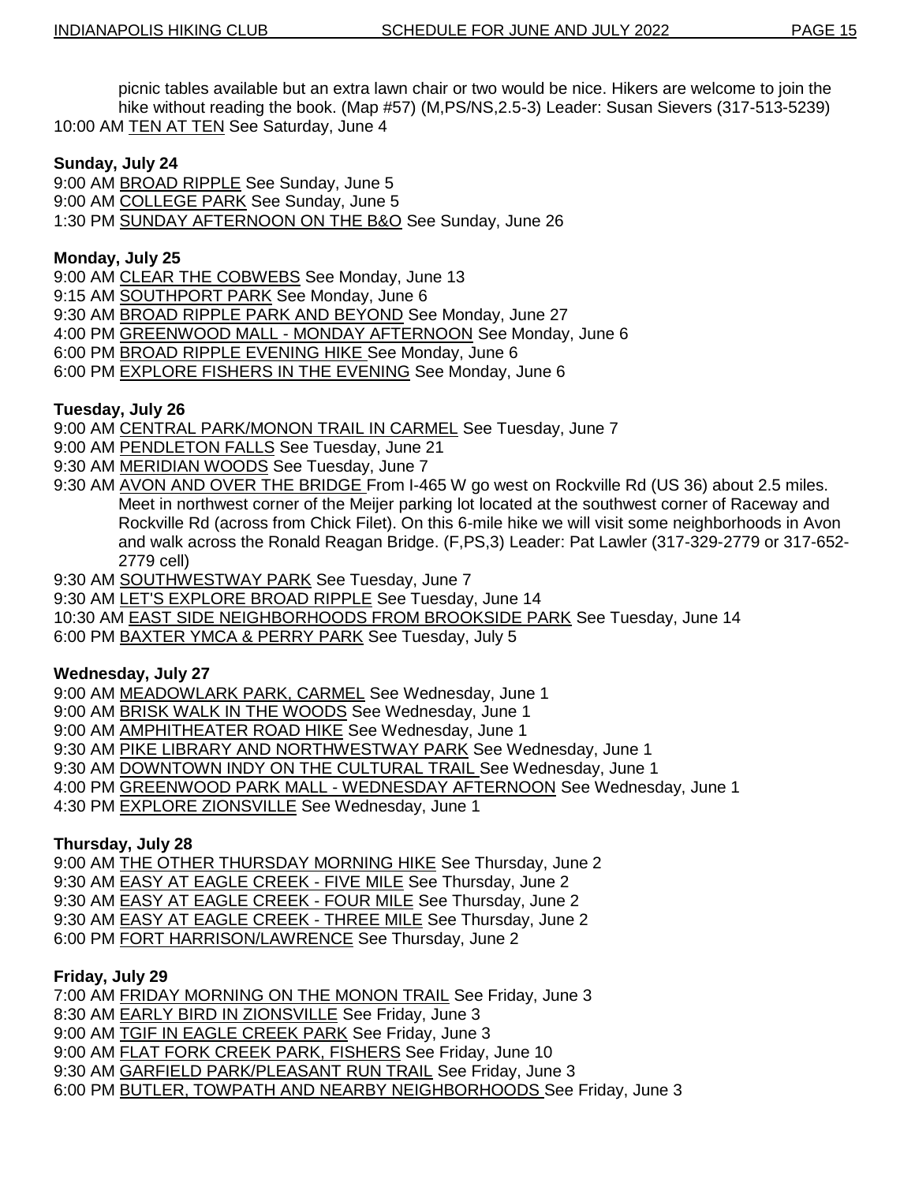picnic tables available but an extra lawn chair or two would be nice. Hikers are welcome to join the hike without reading the book. (Map #57) (M,PS/NS,2.5-3) Leader: Susan Sievers (317-513-5239)

10:00 AM TEN AT TEN See Saturday, June 4

**Sunday, July 24**

9:00 AM BROAD RIPPLE See Sunday, June 5
9:00 AM COLLEGE PARK See Sunday, June 5
1:30 PM SUNDAY AFTERNOON ON THE B&O See Sunday, June 26

**Monday, July 25**

9:00 AM CLEAR THE COBWEBS See Monday, June 13
9:15 AM SOUTHPORT PARK See Monday, June 6
9:30 AM BROAD RIPPLE PARK AND BEYOND See Monday, June 27
4:00 PM GREENWOOD MALL - MONDAY AFTERNOON See Monday, June 6
6:00 PM BROAD RIPPLE EVENING HIKE See Monday, June 6
6:00 PM EXPLORE FISHERS IN THE EVENING See Monday, June 6

**Tuesday, July 26**

9:00 AM CENTRAL PARK/MONON TRAIL IN CARMEL See Tuesday, June 7
9:00 AM PENDLETON FALLS See Tuesday, June 21
9:30 AM MERIDIAN WOODS See Tuesday, June 7
9:30 AM AVON AND OVER THE BRIDGE From I-465 W go west on Rockville Rd (US 36) about 2.5 miles. Meet in northwest corner of the Meijer parking lot located at the southwest corner of Raceway and Rockville Rd (across from Chick Filet). On this 6-mile hike we will visit some neighborhoods in Avon and walk across the Ronald Reagan Bridge. (F,PS,3) Leader: Pat Lawler (317-329-2779 or 317-652-2779 cell)
9:30 AM SOUTHWESTWAY PARK See Tuesday, June 7
9:30 AM LET'S EXPLORE BROAD RIPPLE See Tuesday, June 14
10:30 AM EAST SIDE NEIGHBORHOODS FROM BROOKSIDE PARK See Tuesday, June 14
6:00 PM BAXTER YMCA & PERRY PARK See Tuesday, July 5

**Wednesday, July 27**

9:00 AM MEADOWLARK PARK, CARMEL See Wednesday, June 1
9:00 AM BRISK WALK IN THE WOODS See Wednesday, June 1
9:00 AM AMPHITHEATER ROAD HIKE See Wednesday, June 1
9:30 AM PIKE LIBRARY AND NORTHWESTWAY PARK See Wednesday, June 1
9:30 AM DOWNTOWN INDY ON THE CULTURAL TRAIL See Wednesday, June 1
4:00 PM GREENWOOD PARK MALL - WEDNESDAY AFTERNOON See Wednesday, June 1
4:30 PM EXPLORE ZIONSVILLE See Wednesday, June 1

**Thursday, July 28**

9:00 AM THE OTHER THURSDAY MORNING HIKE See Thursday, June 2
9:30 AM EASY AT EAGLE CREEK - FIVE MILE See Thursday, June 2
9:30 AM EASY AT EAGLE CREEK - FOUR MILE See Thursday, June 2
9:30 AM EASY AT EAGLE CREEK - THREE MILE See Thursday, June 2
6:00 PM FORT HARRISON/LAWRENCE See Thursday, June 2

**Friday, July 29**

7:00 AM FRIDAY MORNING ON THE MONON TRAIL See Friday, June 3
8:30 AM EARLY BIRD IN ZIONSVILLE See Friday, June 3
9:00 AM TGIF IN EAGLE CREEK PARK See Friday, June 3
9:00 AM FLAT FORK CREEK PARK, FISHERS See Friday, June 10
9:30 AM GARFIELD PARK/PLEASANT RUN TRAIL See Friday, June 3
6:00 PM BUTLER, TOWPATH AND NEARBY NEIGHBORHOODS See Friday, June 3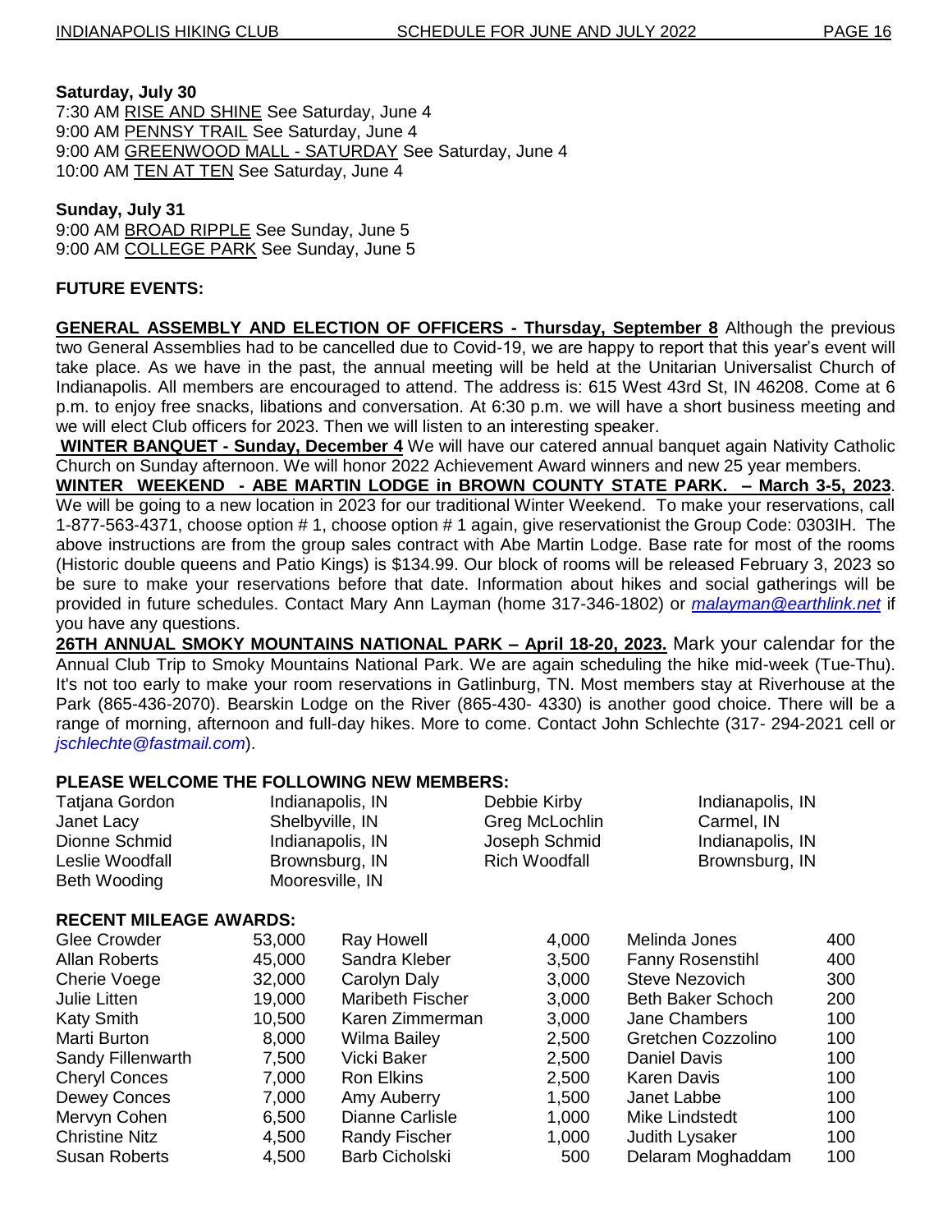**Saturday, July 30**
7:30 AM RISE AND SHINE See Saturday, June 4
9:00 AM PENNSY TRAIL See Saturday, June 4
9:00 AM GREENWOOD MALL - SATURDAY See Saturday, June 4
10:00 AM TEN AT TEN See Saturday, June 4

**Sunday, July 31**
9:00 AM BROAD RIPPLE See Sunday, June 5
9:00 AM COLLEGE PARK See Sunday, June 5

**FUTURE EVENTS:**

**GENERAL ASSEMBLY AND ELECTION OF OFFICERS - Thursday, September 8** Although the previous two General Assemblies had to be cancelled due to Covid-19, we are happy to report that this year's event will take place. As we have in the past, the annual meeting will be held at the Unitarian Universalist Church of Indianapolis. All members are encouraged to attend. The address is: 615 West 43rd St, IN 46208. Come at 6 p.m. to enjoy free snacks, libations and conversation. At 6:30 p.m. we will have a short business meeting and we will elect Club officers for 2023. Then we will listen to an interesting speaker.

**WINTER BANQUET - Sunday, December 4** We will have our catered annual banquet again Nativity Catholic Church on Sunday afternoon. We will honor 2022 Achievement Award winners and new 25 year members.

**WINTER WEEKEND - ABE MARTIN LODGE in BROWN COUNTY STATE PARK. – March 3-5, 2023**. We will be going to a new location in 2023 for our traditional Winter Weekend. To make your reservations, call 1-877-563-4371, choose option # 1, choose option # 1 again, give reservationist the Group Code: 0303IH. The above instructions are from the group sales contract with Abe Martin Lodge. Base rate for most of the rooms (Historic double queens and Patio Kings) is $134.99. Our block of rooms will be released February 3, 2023 so be sure to make your reservations before that date. Information about hikes and social gatherings will be provided in future schedules. Contact Mary Ann Layman (home 317-346-1802) or *malayman@earthlink.net* if you have any questions.

**26TH ANNUAL SMOKY MOUNTAINS NATIONAL PARK – April 18-20, 2023.** Mark your calendar for the Annual Club Trip to Smoky Mountains National Park. We are again scheduling the hike mid-week (Tue-Thu). It's not too early to make your room reservations in Gatlinburg, TN. Most members stay at Riverhouse at the Park (865-436-2070). Bearskin Lodge on the River (865-430- 4330) is another good choice. There will be a range of morning, afternoon and full-day hikes. More to come. Contact John Schlechte (317- 294-2021 cell or *jschlechte@fastmail.com*).

**PLEASE WELCOME THE FOLLOWING NEW MEMBERS:**

| | | | |
|---|---|---|---|
| Tatjana Gordon | Indianapolis, IN | Debbie Kirby | Indianapolis, IN |
| Janet Lacy | Shelbyville, IN | Greg McLochlin | Carmel, IN |
| Dionne Schmid | Indianapolis, IN | Joseph Schmid | Indianapolis, IN |
| Leslie Woodfall | Brownsburg, IN | Rich Woodfall | Brownsburg, IN |
| Beth Wooding | Mooresville, IN | | |

**RECENT MILEAGE AWARDS:**

| | | | | | |
|---|---|---|---|---|---|
| Glee Crowder | 53,000 | Ray Howell | 4,000 | Melinda Jones | 400 |
| Allan Roberts | 45,000 | Sandra Kleber | 3,500 | Fanny Rosenstihl | 400 |
| Cherie Voege | 32,000 | Carolyn Daly | 3,000 | Steve Nezovich | 300 |
| Julie Litten | 19,000 | Maribeth Fischer | 3,000 | Beth Baker Schoch | 200 |
| Katy Smith | 10,500 | Karen Zimmerman | 3,000 | Jane Chambers | 100 |
| Marti Burton | 8,000 | Wilma Bailey | 2,500 | Gretchen Cozzolino | 100 |
| Sandy Fillenwarth | 7,500 | Vicki Baker | 2,500 | Daniel Davis | 100 |
| Cheryl Conces | 7,000 | Ron Elkins | 2,500 | Karen Davis | 100 |
| Dewey Conces | 7,000 | Amy Auberry | 1,500 | Janet Labbe | 100 |
| Mervyn Cohen | 6,500 | Dianne Carlisle | 1,000 | Mike Lindstedt | 100 |
| Christine Nitz | 4,500 | Randy Fischer | 1,000 | Judith Lysaker | 100 |
| Susan Roberts | 4,500 | Barb Cicholski | 500 | Delaram Moghaddam | 100 |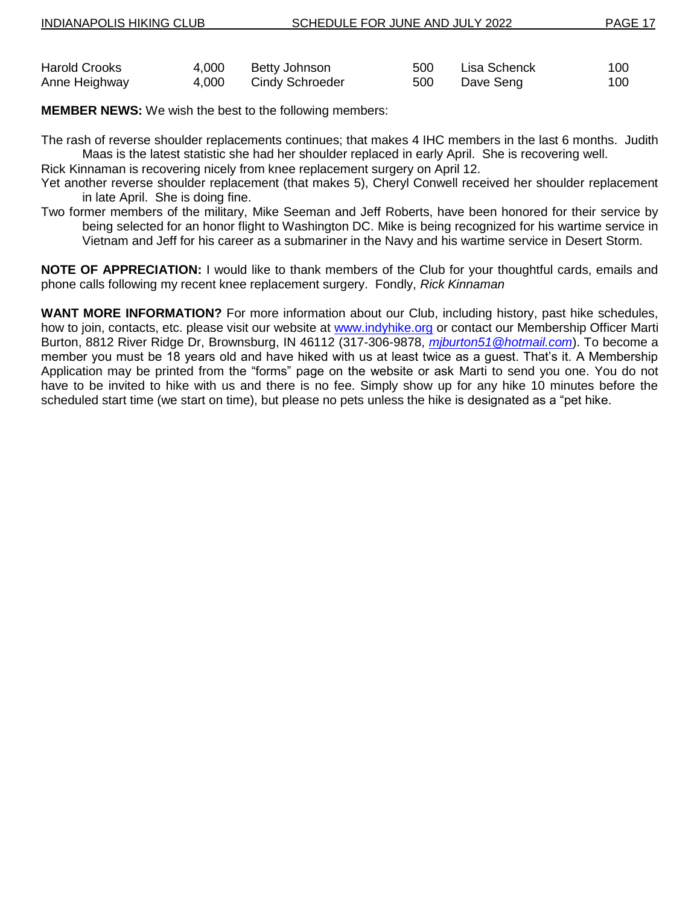| | | | | | |
|---|---|---|---|---|---|
| Harold Crooks | 4,000 | Betty Johnson | 500 | Lisa Schenck | 100 |
| Anne Heighway | 4,000 | Cindy Schroeder | 500 | Dave Seng | 100 |

**MEMBER NEWS:** We wish the best to the following members:

The rash of reverse shoulder replacements continues; that makes 4 IHC members in the last 6 months. Judith Maas is the latest statistic she had her shoulder replaced in early April. She is recovering well.

Rick Kinnaman is recovering nicely from knee replacement surgery on April 12.

Yet another reverse shoulder replacement (that makes 5), Cheryl Conwell received her shoulder replacement in late April. She is doing fine.

Two former members of the military, Mike Seeman and Jeff Roberts, have been honored for their service by being selected for an honor flight to Washington DC. Mike is being recognized for his wartime service in Vietnam and Jeff for his career as a submariner in the Navy and his wartime service in Desert Storm.

**NOTE OF APPRECIATION:** I would like to thank members of the Club for your thoughtful cards, emails and phone calls following my recent knee replacement surgery. Fondly, *Rick Kinnaman*

**WANT MORE INFORMATION?** For more information about our Club, including history, past hike schedules, how to join, contacts, etc. please visit our website at www.indyhike.org or contact our Membership Officer Marti Burton, 8812 River Ridge Dr, Brownsburg, IN 46112 (317-306-9878, *mjburton51@hotmail.com*). To become a member you must be 18 years old and have hiked with us at least twice as a guest. That's it. A Membership Application may be printed from the "forms" page on the website or ask Marti to send you one. You do not have to be invited to hike with us and there is no fee. Simply show up for any hike 10 minutes before the scheduled start time (we start on time), but please no pets unless the hike is designated as a "pet hike.